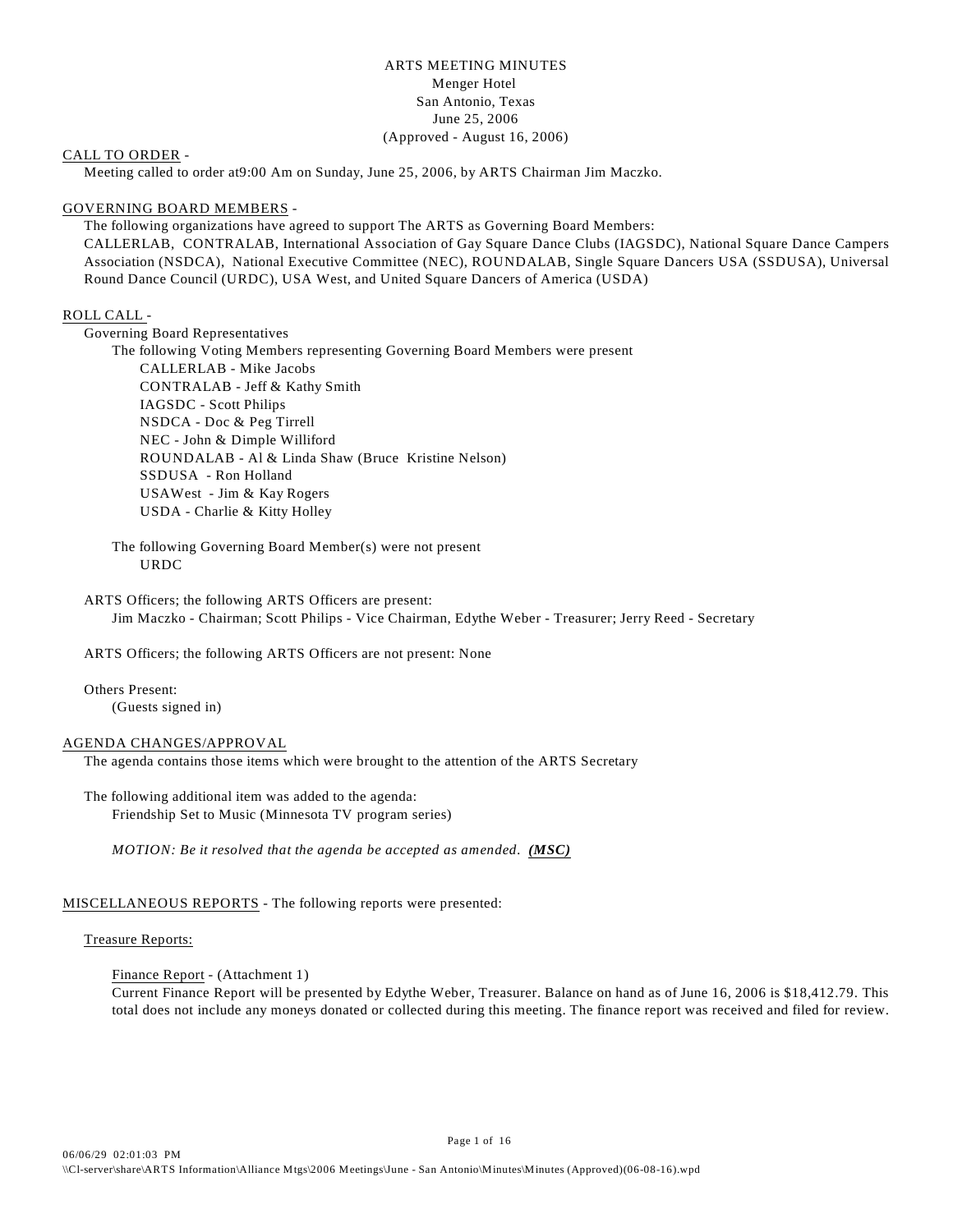# ARTS MEETING MINUTES

Menger Hotel
San Antonio, Texas
June 25, 2006
(Approved - August 16, 2006)

CALL TO ORDER -

Meeting called to order at9:00 Am on Sunday, June 25, 2006, by ARTS Chairman Jim Maczko.

GOVERNING BOARD MEMBERS -

The following organizations have agreed to support The ARTS as Governing Board Members: CALLERLAB, CONTRALAB, International Association of Gay Square Dance Clubs (IAGSDC), National Square Dance Campers Association (NSDCA), National Executive Committee (NEC), ROUNDALAB, Single Square Dancers USA (SSDUSA), Universal Round Dance Council (URDC), USA West, and United Square Dancers of America (USDA)

ROLL CALL -

Governing Board Representatives

The following Voting Members representing Governing Board Members were present

- CALLERLAB - Mike Jacobs
- CONTRALAB - Jeff & Kathy Smith
- IAGSDC - Scott Philips
- NSDCA - Doc & Peg Tirrell
- NEC - John & Dimple Williford
- ROUNDALAB - Al & Linda Shaw (Bruce Kristine Nelson)
- SSDUSA - Ron Holland
- USAWest - Jim & Kay Rogers
- USDA - Charlie & Kitty Holley

The following Governing Board Member(s) were not present

- URDC

ARTS Officers; the following ARTS Officers are present:

Jim Maczko - Chairman; Scott Philips - Vice Chairman, Edythe Weber - Treasurer; Jerry Reed - Secretary

ARTS Officers; the following ARTS Officers are not present: None

Others Present:

(Guests signed in)

AGENDA CHANGES/APPROVAL

The agenda contains those items which were brought to the attention of the ARTS Secretary

The following additional item was added to the agenda:

Friendship Set to Music (Minnesota TV program series)

*MOTION: Be it resolved that the agenda be accepted as amended.* ***(MSC)***

MISCELLANEOUS REPORTS - The following reports were presented:

Treasure Reports:

Finance Report - (Attachment 1)

Current Finance Report will be presented by Edythe Weber, Treasurer. Balance on hand as of June 16, 2006 is $18,412.79. This total does not include any moneys donated or collected during this meeting. The finance report was received and filed for review.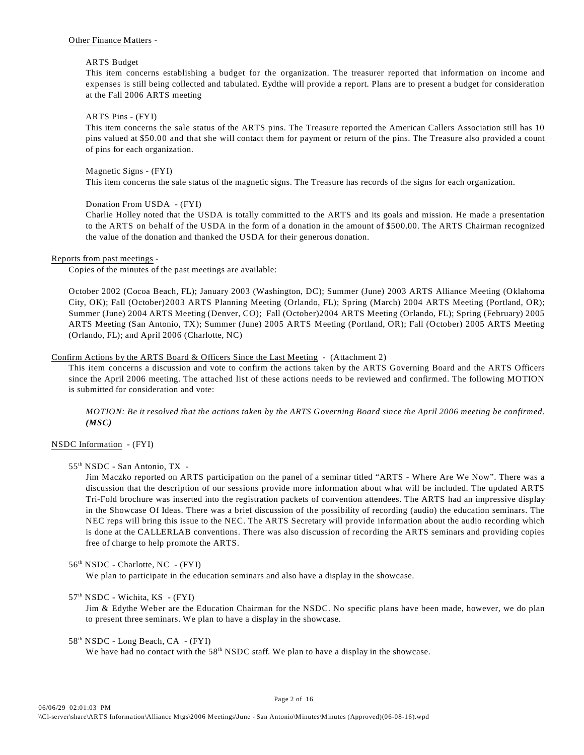Other Finance Matters -

ARTS Budget
This item concerns establishing a budget for the organization. The treasurer reported that information on income and expenses is still being collected and tabulated. Eydthe will provide a report. Plans are to present a budget for consideration at the Fall 2006 ARTS meeting

ARTS Pins - (FYI)
This item concerns the sale status of the ARTS pins. The Treasure reported the American Callers Association still has 10 pins valued at $50.00 and that she will contact them for payment or return of the pins. The Treasure also provided a count of pins for each organization.

Magnetic Signs - (FYI)
This item concerns the sale status of the magnetic signs. The Treasure has records of the signs for each organization.

Donation From USDA - (FYI)
Charlie Holley noted that the USDA is totally committed to the ARTS and its goals and mission. He made a presentation to the ARTS on behalf of the USDA in the form of a donation in the amount of $500.00. The ARTS Chairman recognized the value of the donation and thanked the USDA for their generous donation.

Reports from past meetings -
Copies of the minutes of the past meetings are available:

October 2002 (Cocoa Beach, FL); January 2003 (Washington, DC); Summer (June) 2003 ARTS Alliance Meeting (Oklahoma City, OK); Fall (October)2003 ARTS Planning Meeting (Orlando, FL); Spring (March) 2004 ARTS Meeting (Portland, OR); Summer (June) 2004 ARTS Meeting (Denver, CO); Fall (October)2004 ARTS Meeting (Orlando, FL); Spring (February) 2005 ARTS Meeting (San Antonio, TX); Summer (June) 2005 ARTS Meeting (Portland, OR); Fall (October) 2005 ARTS Meeting (Orlando, FL); and April 2006 (Charlotte, NC)

Confirm Actions by the ARTS Board & Officers Since the Last Meeting - (Attachment 2)
This item concerns a discussion and vote to confirm the actions taken by the ARTS Governing Board and the ARTS Officers since the April 2006 meeting. The attached list of these actions needs to be reviewed and confirmed. The following MOTION is submitted for consideration and vote:

*MOTION: Be it resolved that the actions taken by the ARTS Governing Board since the April 2006 meeting be confirmed.* ***(MSC)***

NSDC Information - (FYI)

55th NSDC - San Antonio, TX -
Jim Maczko reported on ARTS participation on the panel of a seminar titled "ARTS - Where Are We Now". There was a discussion that the description of our sessions provide more information about what will be included. The updated ARTS Tri-Fold brochure was inserted into the registration packets of convention attendees. The ARTS had an impressive display in the Showcase Of Ideas. There was a brief discussion of the possibility of recording (audio) the education seminars. The NEC reps will bring this issue to the NEC. The ARTS Secretary will provide information about the audio recording which is done at the CALLERLAB conventions. There was also discussion of recording the ARTS seminars and providing copies free of charge to help promote the ARTS.

56th NSDC - Charlotte, NC - (FYI)
We plan to participate in the education seminars and also have a display in the showcase.

57th NSDC - Wichita, KS - (FYI)
Jim & Edythe Weber are the Education Chairman for the NSDC. No specific plans have been made, however, we do plan to present three seminars. We plan to have a display in the showcase.

58th NSDC - Long Beach, CA - (FYI)
We have had no contact with the 58th NSDC staff. We plan to have a display in the showcase.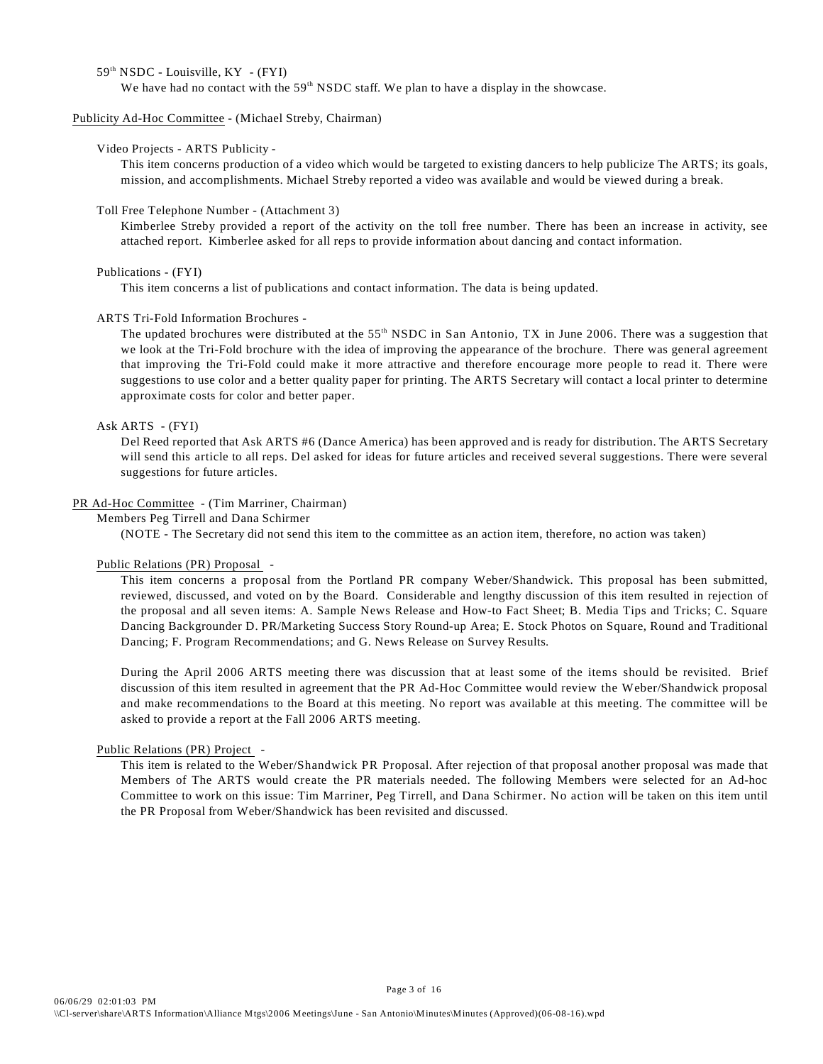59th NSDC - Louisville, KY - (FYI)

We have had no contact with the 59th NSDC staff. We plan to have a display in the showcase.

Publicity Ad-Hoc Committee - (Michael Streby, Chairman)

Video Projects - ARTS Publicity -

This item concerns production of a video which would be targeted to existing dancers to help publicize The ARTS; its goals, mission, and accomplishments. Michael Streby reported a video was available and would be viewed during a break.

Toll Free Telephone Number - (Attachment 3)

Kimberlee Streby provided a report of the activity on the toll free number. There has been an increase in activity, see attached report. Kimberlee asked for all reps to provide information about dancing and contact information.

Publications - (FYI)

This item concerns a list of publications and contact information. The data is being updated.

ARTS Tri-Fold Information Brochures -

The updated brochures were distributed at the 55th NSDC in San Antonio, TX in June 2006. There was a suggestion that we look at the Tri-Fold brochure with the idea of improving the appearance of the brochure. There was general agreement that improving the Tri-Fold could make it more attractive and therefore encourage more people to read it. There were suggestions to use color and a better quality paper for printing. The ARTS Secretary will contact a local printer to determine approximate costs for color and better paper.

Ask ARTS - (FYI)

Del Reed reported that Ask ARTS #6 (Dance America) has been approved and is ready for distribution. The ARTS Secretary will send this article to all reps. Del asked for ideas for future articles and received several suggestions. There were several suggestions for future articles.

PR Ad-Hoc Committee - (Tim Marriner, Chairman)

Members Peg Tirrell and Dana Schirmer

(NOTE - The Secretary did not send this item to the committee as an action item, therefore, no action was taken)

Public Relations (PR) Proposal -

This item concerns a proposal from the Portland PR company Weber/Shandwick. This proposal has been submitted, reviewed, discussed, and voted on by the Board. Considerable and lengthy discussion of this item resulted in rejection of the proposal and all seven items: A. Sample News Release and How-to Fact Sheet; B. Media Tips and Tricks; C. Square Dancing Backgrounder D. PR/Marketing Success Story Round-up Area; E. Stock Photos on Square, Round and Traditional Dancing; F. Program Recommendations; and G. News Release on Survey Results.

During the April 2006 ARTS meeting there was discussion that at least some of the items should be revisited. Brief discussion of this item resulted in agreement that the PR Ad-Hoc Committee would review the Weber/Shandwick proposal and make recommendations to the Board at this meeting. No report was available at this meeting. The committee will be asked to provide a report at the Fall 2006 ARTS meeting.

Public Relations (PR) Project -

This item is related to the Weber/Shandwick PR Proposal. After rejection of that proposal another proposal was made that Members of The ARTS would create the PR materials needed. The following Members were selected for an Ad-hoc Committee to work on this issue: Tim Marriner, Peg Tirrell, and Dana Schirmer. No action will be taken on this item until the PR Proposal from Weber/Shandwick has been revisited and discussed.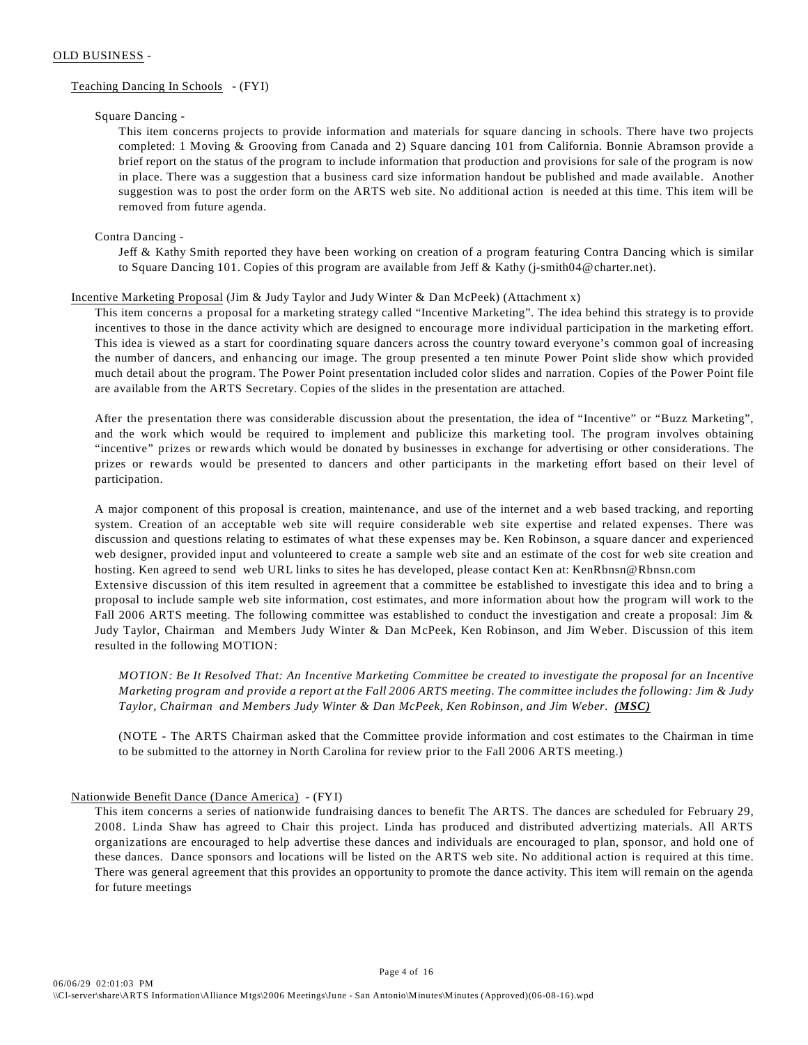OLD BUSINESS -

Teaching Dancing In Schools - (FYI)

Square Dancing -

This item concerns projects to provide information and materials for square dancing in schools. There have two projects completed: 1 Moving & Grooving from Canada and 2) Square dancing 101 from California. Bonnie Abramson provide a brief report on the status of the program to include information that production and provisions for sale of the program is now in place. There was a suggestion that a business card size information handout be published and made available. Another suggestion was to post the order form on the ARTS web site. No additional action is needed at this time. This item will be removed from future agenda.

Contra Dancing -

Jeff & Kathy Smith reported they have been working on creation of a program featuring Contra Dancing which is similar to Square Dancing 101. Copies of this program are available from Jeff & Kathy (j-smith04@charter.net).

Incentive Marketing Proposal (Jim & Judy Taylor and Judy Winter & Dan McPeek) (Attachment x)

This item concerns a proposal for a marketing strategy called "Incentive Marketing". The idea behind this strategy is to provide incentives to those in the dance activity which are designed to encourage more individual participation in the marketing effort. This idea is viewed as a start for coordinating square dancers across the country toward everyone's common goal of increasing the number of dancers, and enhancing our image. The group presented a ten minute Power Point slide show which provided much detail about the program. The Power Point presentation included color slides and narration. Copies of the Power Point file are available from the ARTS Secretary. Copies of the slides in the presentation are attached.

After the presentation there was considerable discussion about the presentation, the idea of "Incentive" or "Buzz Marketing", and the work which would be required to implement and publicize this marketing tool. The program involves obtaining "incentive" prizes or rewards which would be donated by businesses in exchange for advertising or other considerations. The prizes or rewards would be presented to dancers and other participants in the marketing effort based on their level of participation.

A major component of this proposal is creation, maintenance, and use of the internet and a web based tracking, and reporting system. Creation of an acceptable web site will require considerable web site expertise and related expenses. There was discussion and questions relating to estimates of what these expenses may be. Ken Robinson, a square dancer and experienced web designer, provided input and volunteered to create a sample web site and an estimate of the cost for web site creation and hosting. Ken agreed to send web URL links to sites he has developed, please contact Ken at: KenRbnsn@Rbnsn.com

Extensive discussion of this item resulted in agreement that a committee be established to investigate this idea and to bring a proposal to include sample web site information, cost estimates, and more information about how the program will work to the Fall 2006 ARTS meeting. The following committee was established to conduct the investigation and create a proposal: Jim & Judy Taylor, Chairman and Members Judy Winter & Dan McPeek, Ken Robinson, and Jim Weber. Discussion of this item resulted in the following MOTION:

*MOTION: Be It Resolved That: An Incentive Marketing Committee be created to investigate the proposal for an Incentive Marketing program and provide a report at the Fall 2006 ARTS meeting. The committee includes the following: Jim & Judy Taylor, Chairman and Members Judy Winter & Dan McPeek, Ken Robinson, and Jim Weber.* ***(MSC)***

(NOTE - The ARTS Chairman asked that the Committee provide information and cost estimates to the Chairman in time to be submitted to the attorney in North Carolina for review prior to the Fall 2006 ARTS meeting.)

Nationwide Benefit Dance (Dance America) - (FYI)

This item concerns a series of nationwide fundraising dances to benefit The ARTS. The dances are scheduled for February 29, 2008. Linda Shaw has agreed to Chair this project. Linda has produced and distributed advertizing materials. All ARTS organizations are encouraged to help advertise these dances and individuals are encouraged to plan, sponsor, and hold one of these dances. Dance sponsors and locations will be listed on the ARTS web site. No additional action is required at this time. There was general agreement that this provides an opportunity to promote the dance activity. This item will remain on the agenda for future meetings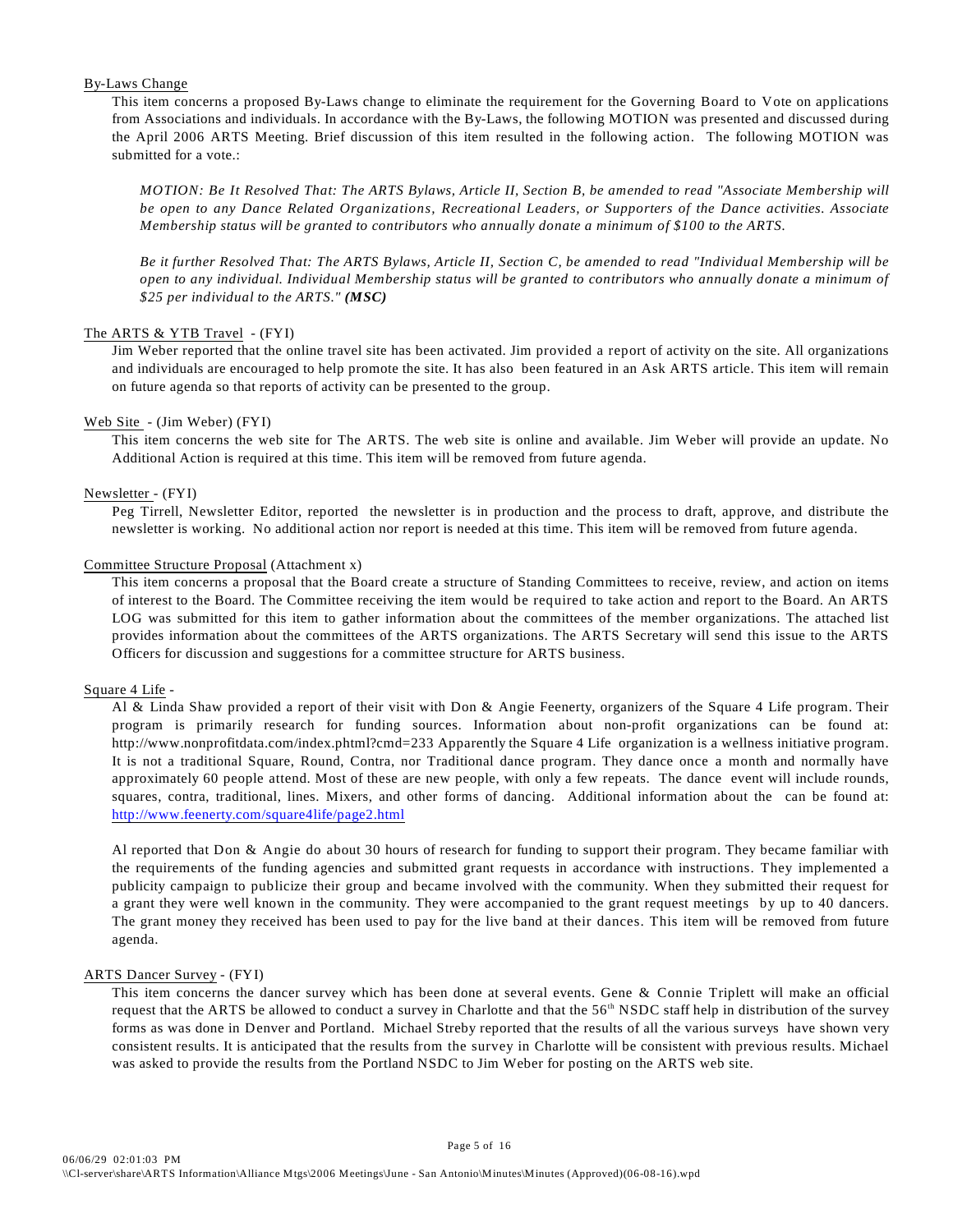By-Laws Change

This item concerns a proposed By-Laws change to eliminate the requirement for the Governing Board to Vote on applications from Associations and individuals. In accordance with the By-Laws, the following MOTION was presented and discussed during the April 2006 ARTS Meeting. Brief discussion of this item resulted in the following action. The following MOTION was submitted for a vote.:

*MOTION: Be It Resolved That: The ARTS Bylaws, Article II, Section B, be amended to read "Associate Membership will be open to any Dance Related Organizations, Recreational Leaders, or Supporters of the Dance activities. Associate Membership status will be granted to contributors who annually donate a minimum of $100 to the ARTS.*

*Be it further Resolved That: The ARTS Bylaws, Article II, Section C, be amended to read "Individual Membership will be open to any individual. Individual Membership status will be granted to contributors who annually donate a minimum of $25 per individual to the ARTS."* ***(MSC)***

The ARTS & YTB Travel - (FYI)

Jim Weber reported that the online travel site has been activated. Jim provided a report of activity on the site. All organizations and individuals are encouraged to help promote the site. It has also been featured in an Ask ARTS article. This item will remain on future agenda so that reports of activity can be presented to the group.

Web Site - (Jim Weber) (FYI)

This item concerns the web site for The ARTS. The web site is online and available. Jim Weber will provide an update. No Additional Action is required at this time. This item will be removed from future agenda.

Newsletter - (FYI)

Peg Tirrell, Newsletter Editor, reported the newsletter is in production and the process to draft, approve, and distribute the newsletter is working. No additional action nor report is needed at this time. This item will be removed from future agenda.

Committee Structure Proposal (Attachment x)

This item concerns a proposal that the Board create a structure of Standing Committees to receive, review, and action on items of interest to the Board. The Committee receiving the item would be required to take action and report to the Board. An ARTS LOG was submitted for this item to gather information about the committees of the member organizations. The attached list provides information about the committees of the ARTS organizations. The ARTS Secretary will send this issue to the ARTS Officers for discussion and suggestions for a committee structure for ARTS business.

Square 4 Life -

Al & Linda Shaw provided a report of their visit with Don & Angie Feenerty, organizers of the Square 4 Life program. Their program is primarily research for funding sources. Information about non-profit organizations can be found at: http://www.nonprofitdata.com/index.phtml?cmd=233 Apparently the Square 4 Life organization is a wellness initiative program. It is not a traditional Square, Round, Contra, nor Traditional dance program. They dance once a month and normally have approximately 60 people attend. Most of these are new people, with only a few repeats. The dance event will include rounds, squares, contra, traditional, lines. Mixers, and other forms of dancing. Additional information about the can be found at: http://www.feenerty.com/square4life/page2.html

Al reported that Don & Angie do about 30 hours of research for funding to support their program. They became familiar with the requirements of the funding agencies and submitted grant requests in accordance with instructions. They implemented a publicity campaign to publicize their group and became involved with the community. When they submitted their request for a grant they were well known in the community. They were accompanied to the grant request meetings by up to 40 dancers. The grant money they received has been used to pay for the live band at their dances. This item will be removed from future agenda.

ARTS Dancer Survey - (FYI)

This item concerns the dancer survey which has been done at several events. Gene & Connie Triplett will make an official request that the ARTS be allowed to conduct a survey in Charlotte and that the 56th NSDC staff help in distribution of the survey forms as was done in Denver and Portland. Michael Streby reported that the results of all the various surveys have shown very consistent results. It is anticipated that the results from the survey in Charlotte will be consistent with previous results. Michael was asked to provide the results from the Portland NSDC to Jim Weber for posting on the ARTS web site.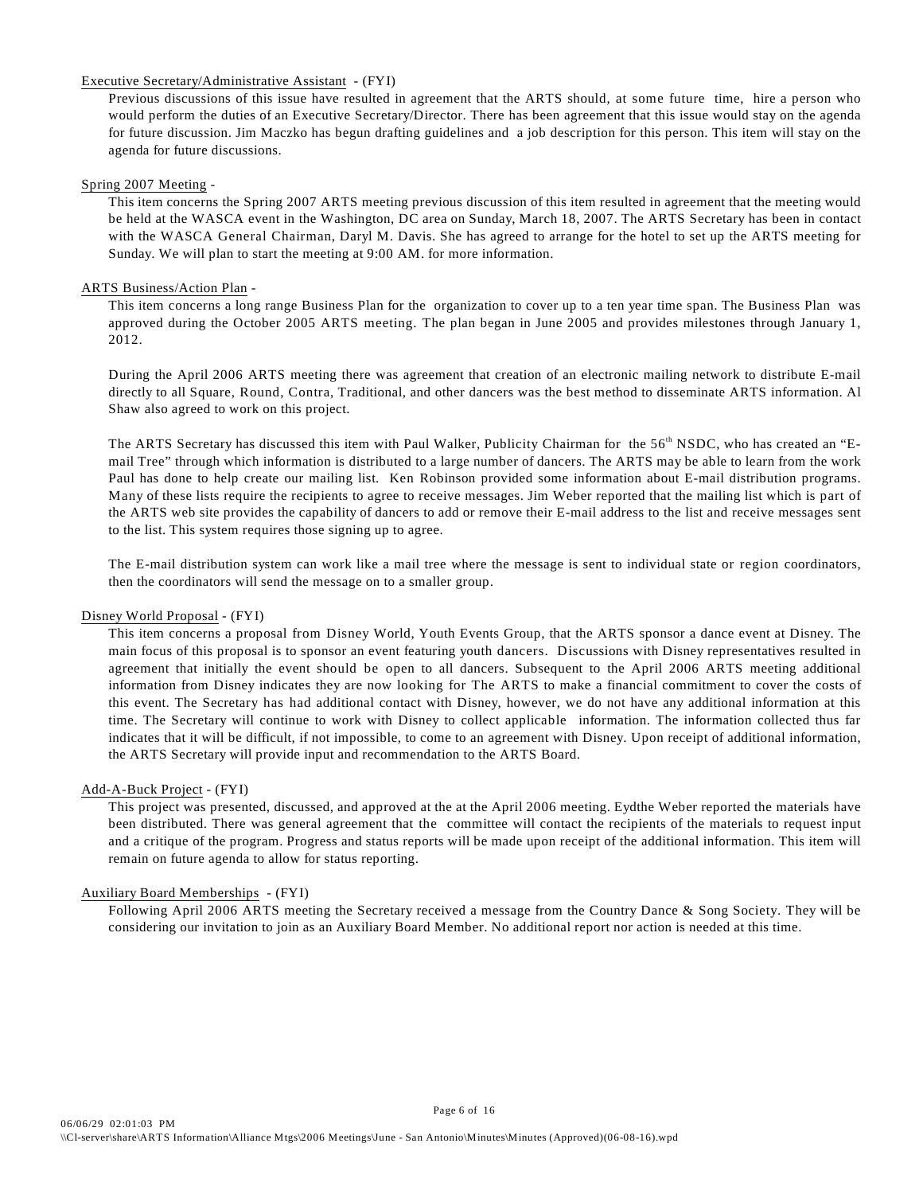Executive Secretary/Administrative Assistant - (FYI)

Previous discussions of this issue have resulted in agreement that the ARTS should, at some future time, hire a person who would perform the duties of an Executive Secretary/Director. There has been agreement that this issue would stay on the agenda for future discussion. Jim Maczko has begun drafting guidelines and a job description for this person. This item will stay on the agenda for future discussions.

Spring 2007 Meeting -

This item concerns the Spring 2007 ARTS meeting previous discussion of this item resulted in agreement that the meeting would be held at the WASCA event in the Washington, DC area on Sunday, March 18, 2007. The ARTS Secretary has been in contact with the WASCA General Chairman, Daryl M. Davis. She has agreed to arrange for the hotel to set up the ARTS meeting for Sunday. We will plan to start the meeting at 9:00 AM. for more information.

ARTS Business/Action Plan -

This item concerns a long range Business Plan for the organization to cover up to a ten year time span. The Business Plan was approved during the October 2005 ARTS meeting. The plan began in June 2005 and provides milestones through January 1, 2012.

During the April 2006 ARTS meeting there was agreement that creation of an electronic mailing network to distribute E-mail directly to all Square, Round, Contra, Traditional, and other dancers was the best method to disseminate ARTS information. Al Shaw also agreed to work on this project.

The ARTS Secretary has discussed this item with Paul Walker, Publicity Chairman for the 56th NSDC, who has created an "E-mail Tree" through which information is distributed to a large number of dancers. The ARTS may be able to learn from the work Paul has done to help create our mailing list. Ken Robinson provided some information about E-mail distribution programs. Many of these lists require the recipients to agree to receive messages. Jim Weber reported that the mailing list which is part of the ARTS web site provides the capability of dancers to add or remove their E-mail address to the list and receive messages sent to the list. This system requires those signing up to agree.

The E-mail distribution system can work like a mail tree where the message is sent to individual state or region coordinators, then the coordinators will send the message on to a smaller group.

Disney World Proposal - (FYI)

This item concerns a proposal from Disney World, Youth Events Group, that the ARTS sponsor a dance event at Disney. The main focus of this proposal is to sponsor an event featuring youth dancers. Discussions with Disney representatives resulted in agreement that initially the event should be open to all dancers. Subsequent to the April 2006 ARTS meeting additional information from Disney indicates they are now looking for The ARTS to make a financial commitment to cover the costs of this event. The Secretary has had additional contact with Disney, however, we do not have any additional information at this time. The Secretary will continue to work with Disney to collect applicable information. The information collected thus far indicates that it will be difficult, if not impossible, to come to an agreement with Disney. Upon receipt of additional information, the ARTS Secretary will provide input and recommendation to the ARTS Board.

Add-A-Buck Project - (FYI)

This project was presented, discussed, and approved at the at the April 2006 meeting. Eydthe Weber reported the materials have been distributed. There was general agreement that the committee will contact the recipients of the materials to request input and a critique of the program. Progress and status reports will be made upon receipt of the additional information. This item will remain on future agenda to allow for status reporting.

Auxiliary Board Memberships - (FYI)

Following April 2006 ARTS meeting the Secretary received a message from the Country Dance & Song Society. They will be considering our invitation to join as an Auxiliary Board Member. No additional report nor action is needed at this time.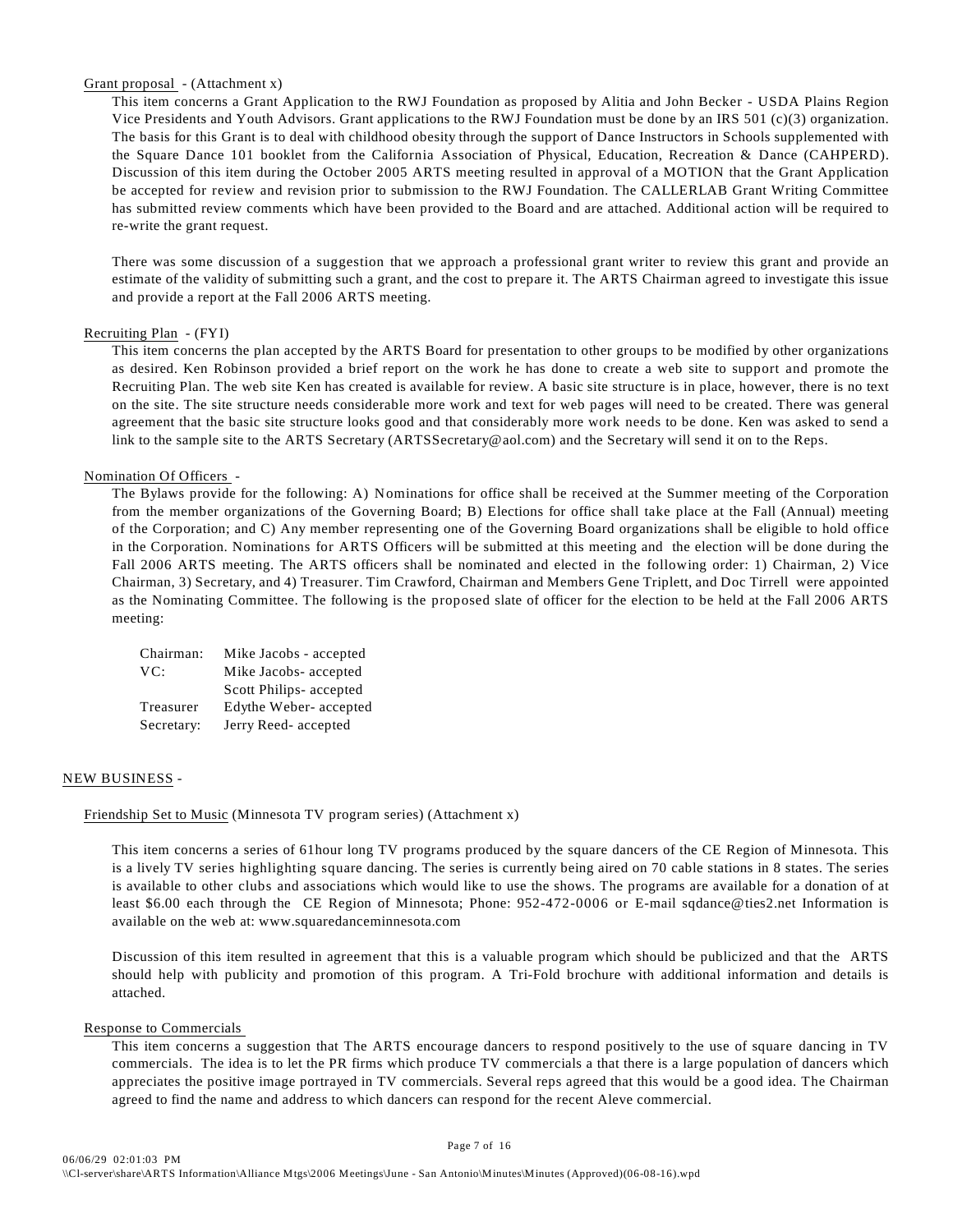Grant proposal - (Attachment x)

This item concerns a Grant Application to the RWJ Foundation as proposed by Alitia and John Becker - USDA Plains Region Vice Presidents and Youth Advisors. Grant applications to the RWJ Foundation must be done by an IRS 501 (c)(3) organization. The basis for this Grant is to deal with childhood obesity through the support of Dance Instructors in Schools supplemented with the Square Dance 101 booklet from the California Association of Physical, Education, Recreation & Dance (CAHPERD). Discussion of this item during the October 2005 ARTS meeting resulted in approval of a MOTION that the Grant Application be accepted for review and revision prior to submission to the RWJ Foundation. The CALLERLAB Grant Writing Committee has submitted review comments which have been provided to the Board and are attached. Additional action will be required to re-write the grant request.

There was some discussion of a suggestion that we approach a professional grant writer to review this grant and provide an estimate of the validity of submitting such a grant, and the cost to prepare it. The ARTS Chairman agreed to investigate this issue and provide a report at the Fall 2006 ARTS meeting.

Recruiting Plan - (FYI)

This item concerns the plan accepted by the ARTS Board for presentation to other groups to be modified by other organizations as desired. Ken Robinson provided a brief report on the work he has done to create a web site to support and promote the Recruiting Plan. The web site Ken has created is available for review. A basic site structure is in place, however, there is no text on the site. The site structure needs considerable more work and text for web pages will need to be created. There was general agreement that the basic site structure looks good and that considerably more work needs to be done. Ken was asked to send a link to the sample site to the ARTS Secretary (ARTSSecretary@aol.com) and the Secretary will send it on to the Reps.

Nomination Of Officers -

The Bylaws provide for the following: A) Nominations for office shall be received at the Summer meeting of the Corporation from the member organizations of the Governing Board; B) Elections for office shall take place at the Fall (Annual) meeting of the Corporation; and C) Any member representing one of the Governing Board organizations shall be eligible to hold office in the Corporation. Nominations for ARTS Officers will be submitted at this meeting and the election will be done during the Fall 2006 ARTS meeting. The ARTS officers shall be nominated and elected in the following order: 1) Chairman, 2) Vice Chairman, 3) Secretary, and 4) Treasurer. Tim Crawford, Chairman and Members Gene Triplett, and Doc Tirrell were appointed as the Nominating Committee. The following is the proposed slate of officer for the election to be held at the Fall 2006 ARTS meeting:

| | |
|---|---|
| Chairman: | Mike Jacobs - accepted |
| VC: | Mike Jacobs- accepted |
| | Scott Philips- accepted |
| Treasurer | Edythe Weber- accepted |
| Secretary: | Jerry Reed- accepted |

NEW BUSINESS -

Friendship Set to Music (Minnesota TV program series) (Attachment x)

This item concerns a series of 61hour long TV programs produced by the square dancers of the CE Region of Minnesota. This is a lively TV series highlighting square dancing. The series is currently being aired on 70 cable stations in 8 states. The series is available to other clubs and associations which would like to use the shows. The programs are available for a donation of at least $6.00 each through the CE Region of Minnesota; Phone: 952-472-0006 or E-mail sqdance@ties2.net Information is available on the web at: www.squaredanceminnesota.com

Discussion of this item resulted in agreement that this is a valuable program which should be publicized and that the ARTS should help with publicity and promotion of this program. A Tri-Fold brochure with additional information and details is attached.

Response to Commercials

This item concerns a suggestion that The ARTS encourage dancers to respond positively to the use of square dancing in TV commercials. The idea is to let the PR firms which produce TV commercials a that there is a large population of dancers which appreciates the positive image portrayed in TV commercials. Several reps agreed that this would be a good idea. The Chairman agreed to find the name and address to which dancers can respond for the recent Aleve commercial.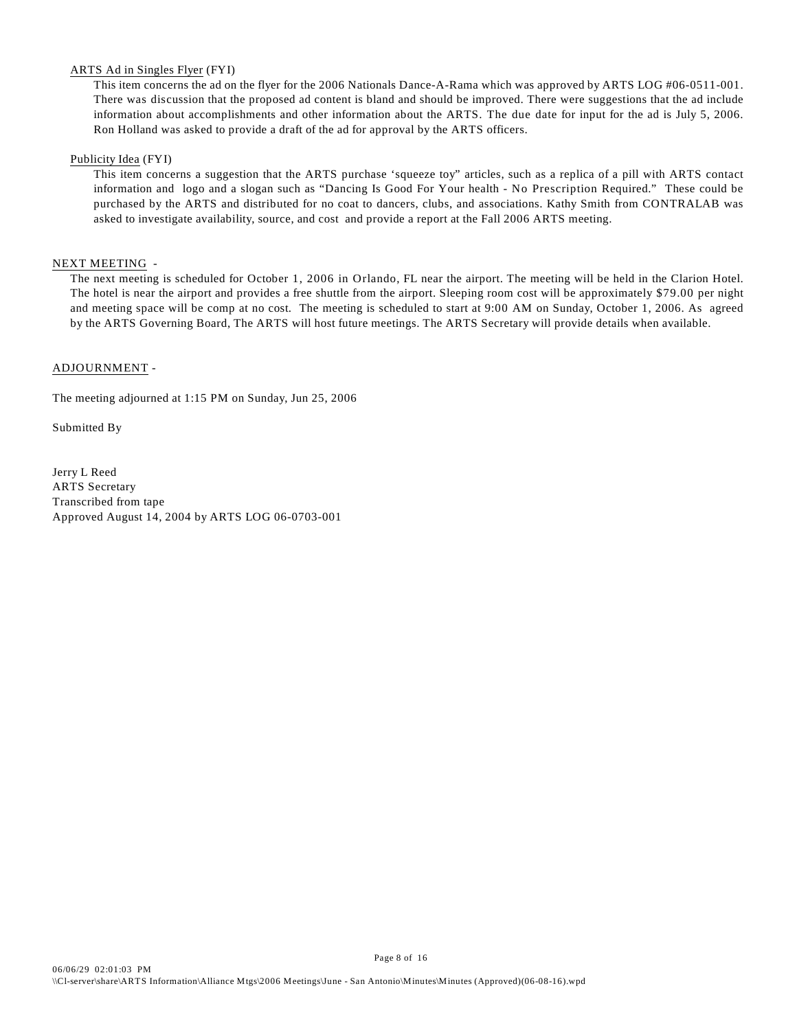ARTS Ad in Singles Flyer (FYI)

This item concerns the ad on the flyer for the 2006 Nationals Dance-A-Rama which was approved by ARTS LOG #06-0511-001. There was discussion that the proposed ad content is bland and should be improved. There were suggestions that the ad include information about accomplishments and other information about the ARTS. The due date for input for the ad is July 5, 2006. Ron Holland was asked to provide a draft of the ad for approval by the ARTS officers.

Publicity Idea (FYI)

This item concerns a suggestion that the ARTS purchase 'squeeze toy" articles, such as a replica of a pill with ARTS contact information and logo and a slogan such as "Dancing Is Good For Your health - No Prescription Required." These could be purchased by the ARTS and distributed for no coat to dancers, clubs, and associations. Kathy Smith from CONTRALAB was asked to investigate availability, source, and cost and provide a report at the Fall 2006 ARTS meeting.

NEXT MEETING -

The next meeting is scheduled for October 1, 2006 in Orlando, FL near the airport. The meeting will be held in the Clarion Hotel. The hotel is near the airport and provides a free shuttle from the airport. Sleeping room cost will be approximately $79.00 per night and meeting space will be comp at no cost. The meeting is scheduled to start at 9:00 AM on Sunday, October 1, 2006. As agreed by the ARTS Governing Board, The ARTS will host future meetings. The ARTS Secretary will provide details when available.

ADJOURNMENT -

The meeting adjourned at 1:15 PM on Sunday, Jun 25, 2006

Submitted By

Jerry L Reed
ARTS Secretary
Transcribed from tape
Approved August 14, 2004 by ARTS LOG 06-0703-001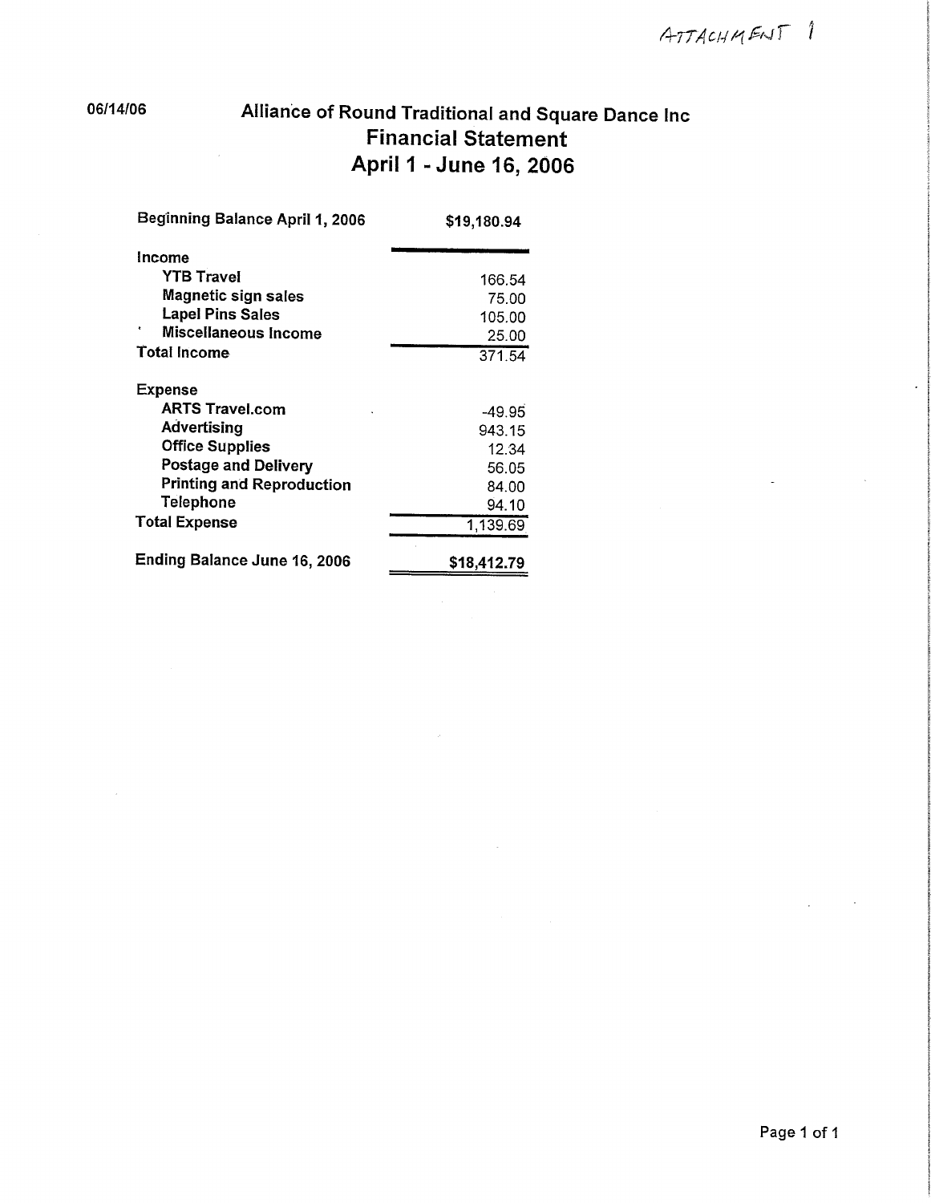ATTACHMENT 1

06/14/06

# Alliance of Round Traditional and Square Dance Inc

## Financial Statement

## April 1 - June 16, 2006

| | |
|---|---|
| **Beginning Balance April 1, 2006** | **$19,180.94** |
| **Income** | |
| **YTB Travel** | 166.54 |
| **Magnetic sign sales** | 75.00 |
| **Lapel Pins Sales** | 105.00 |
| **Miscellaneous Income** | 25.00 |
| **Total Income** | 371.54 |
| **Expense** | |
| **ARTS Travel.com** | -49.95 |
| **Advertising** | 943.15 |
| **Office Supplies** | 12.34 |
| **Postage and Delivery** | 56.05 |
| **Printing and Reproduction** | 84.00 |
| **Telephone** | 94.10 |
| **Total Expense** | 1,139.69 |
| **Ending Balance June 16, 2006** | **$18,412.79** |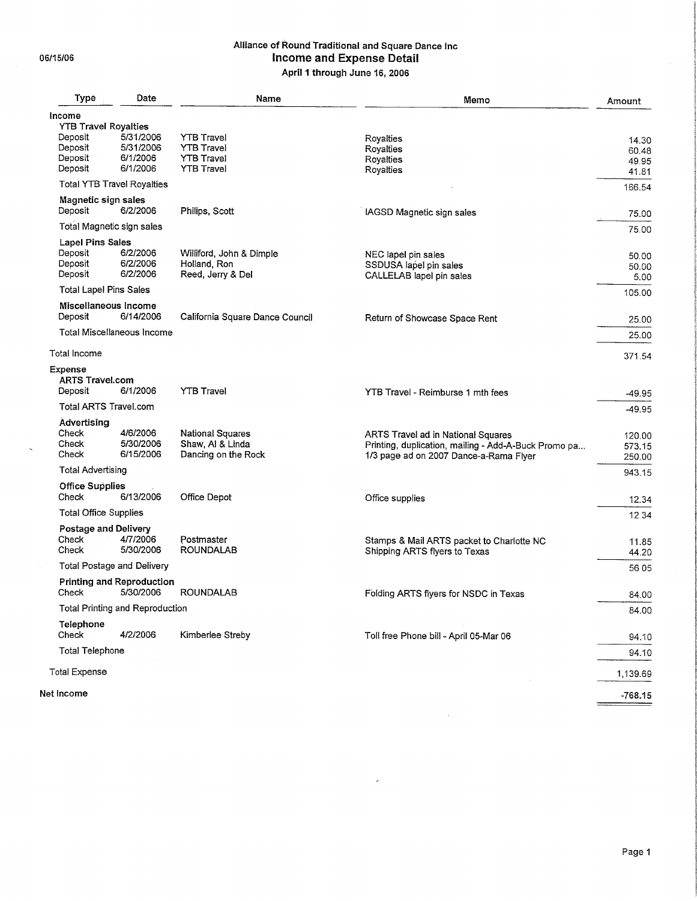**06/15/06**

# Alliance of Round Traditional and Square Dance Inc
## Income and Expense Detail
### April 1 through June 16, 2006

| Type | Date | Name | Memo | Amount |
|---|---|---|---|---|
| **Income** | | | | |
| **YTB Travel Royalties** | | | | |
| Deposit | 5/31/2006 | YTB Travel | Royalties | 14.30 |
| Deposit | 5/31/2006 | YTB Travel | Royalties | 60.48 |
| Deposit | 6/1/2006 | YTB Travel | Royalties | 49.95 |
| Deposit | 6/1/2006 | YTB Travel | Royalties | 41.81 |
| Total YTB Travel Royalties | | | | 166.54 |
| **Magnetic sign sales** | | | | |
| Deposit | 6/2/2006 | Philips, Scott | IAGSD Magnetic sign sales | 75.00 |
| Total Magnetic sign sales | | | | 75.00 |
| **Lapel Pins Sales** | | | | |
| Deposit | 6/2/2006 | Williford, John & Dimple | NEC lapel pin sales | 50.00 |
| Deposit | 6/2/2006 | Holland, Ron | SSDUSA lapel pin sales | 50.00 |
| Deposit | 6/2/2006 | Reed, Jerry & Del | CALLELAB lapel pin sales | 5.00 |
| Total Lapel Pins Sales | | | | 105.00 |
| **Miscellaneous Income** | | | | |
| Deposit | 6/14/2006 | California Square Dance Council | Return of Showcase Space Rent | 25.00 |
| Total Miscellaneous Income | | | | 25.00 |
| Total Income | | | | 371.54 |
| **Expense** | | | | |
| **ARTS Travel.com** | | | | |
| Deposit | 6/1/2006 | YTB Travel | YTB Travel - Reimburse 1 mth fees | -49.95 |
| Total ARTS Travel.com | | | | -49.95 |
| **Advertising** | | | | |
| Check | 4/6/2006 | National Squares | ARTS Travel ad in National Squares | 120.00 |
| Check | 5/30/2006 | Shaw, Al & Linda | Printing, duplication, mailing - Add-A-Buck Promo pa... | 573.15 |
| Check | 6/15/2006 | Dancing on the Rock | 1/3 page ad on 2007 Dance-a-Rama Flyer | 250.00 |
| Total Advertising | | | | 943.15 |
| **Office Supplies** | | | | |
| Check | 6/13/2006 | Office Depot | Office supplies | 12.34 |
| Total Office Supplies | | | | 12.34 |
| **Postage and Delivery** | | | | |
| Check | 4/7/2006 | Postmaster | Stamps & Mail ARTS packet to Charlotte NC | 11.85 |
| Check | 5/30/2006 | ROUNDALAB | Shipping ARTS flyers to Texas | 44.20 |
| Total Postage and Delivery | | | | 56.05 |
| **Printing and Reproduction** | | | | |
| Check | 5/30/2006 | ROUNDALAB | Folding ARTS flyers for NSDC in Texas | 84.00 |
| Total Printing and Reproduction | | | | 84.00 |
| **Telephone** | | | | |
| Check | 4/2/2006 | Kimberlee Streby | Toll free Phone bill - April 05-Mar 06 | 94.10 |
| Total Telephone | | | | 94.10 |
| Total Expense | | | | 1,139.69 |
| **Net Income** | | | | -768.15 |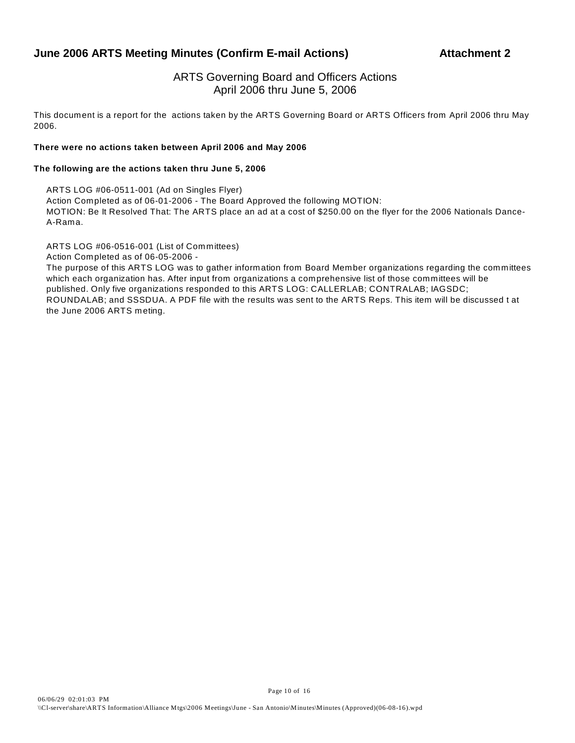## June 2006 ARTS Meeting Minutes (Confirm E-mail Actions) — Attachment 2

ARTS Governing Board and Officers Actions
April 2006 thru June 5, 2006

This document is a report for the actions taken by the ARTS Governing Board or ARTS Officers from April 2006 thru May 2006.

**There were no actions taken between April 2006 and May 2006**

**The following are the actions taken thru June 5, 2006**

ARTS LOG #06-0511-001 (Ad on Singles Flyer)
Action Completed as of 06-01-2006 - The Board Approved the following MOTION:
MOTION: Be It Resolved That: The ARTS place an ad at a cost of $250.00 on the flyer for the 2006 Nationals Dance-A-Rama.

ARTS LOG #06-0516-001 (List of Committees)
Action Completed as of 06-05-2006 -
The purpose of this ARTS LOG was to gather information from Board Member organizations regarding the committees which each organization has. After input from organizations a comprehensive list of those committees will be published. Only five organizations responded to this ARTS LOG: CALLERLAB; CONTRALAB; IAGSDC; ROUNDALAB; and SSSDUA. A PDF file with the results was sent to the ARTS Reps. This item will be discussed t at the June 2006 ARTS meting.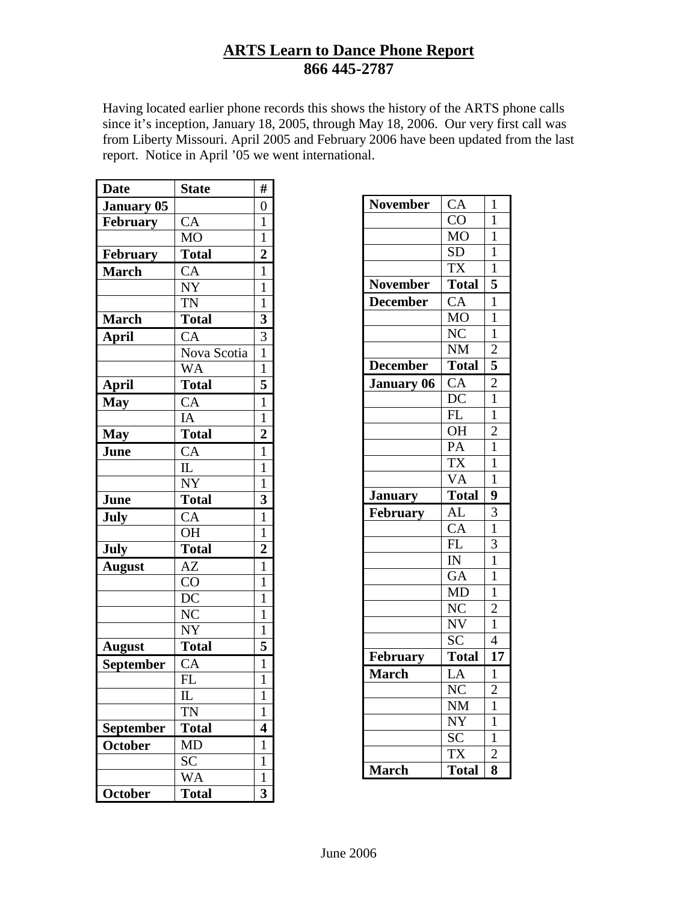# ARTS Learn to Dance Phone Report

## 866 445-2787

Having located earlier phone records this shows the history of the ARTS phone calls since it's inception, January 18, 2005, through May 18, 2006. Our very first call was from Liberty Missouri. April 2005 and February 2006 have been updated from the last report. Notice in April '05 we went international.

| Date | State | # |
|---|---|---|
| **January 05** | | 0 |
| **February** | CA | 1 |
| | MO | 1 |
| **February** | **Total** | **2** |
| **March** | CA | 1 |
| | NY | 1 |
| | TN | 1 |
| **March** | **Total** | **3** |
| **April** | CA | 3 |
| | Nova Scotia | 1 |
| | WA | 1 |
| **April** | **Total** | **5** |
| **May** | CA | 1 |
| | IA | 1 |
| **May** | **Total** | **2** |
| **June** | CA | 1 |
| | IL | 1 |
| | NY | 1 |
| **June** | **Total** | **3** |
| **July** | CA | 1 |
| | OH | 1 |
| **July** | **Total** | **2** |
| **August** | AZ | 1 |
| | CO | 1 |
| | DC | 1 |
| | NC | 1 |
| | NY | 1 |
| **August** | **Total** | **5** |
| **September** | CA | 1 |
| | FL | 1 |
| | IL | 1 |
| | TN | 1 |
| **September** | **Total** | **4** |
| **October** | MD | 1 |
| | SC | 1 |
| | WA | 1 |
| **October** | **Total** | **3** |
| **November** | CA | 1 |
| | CO | 1 |
| | MO | 1 |
| | SD | 1 |
| | TX | 1 |
| **November** | **Total** | **5** |
| **December** | CA | 1 |
| | MO | 1 |
| | NC | 1 |
| | NM | 2 |
| **December** | **Total** | **5** |
| **January 06** | CA | 2 |
| | DC | 1 |
| | FL | 1 |
| | OH | 2 |
| | PA | 1 |
| | TX | 1 |
| | VA | 1 |
| **January** | **Total** | **9** |
| **February** | AL | 3 |
| | CA | 1 |
| | FL | 3 |
| | IN | 1 |
| | GA | 1 |
| | MD | 1 |
| | NC | 2 |
| | NV | 1 |
| | SC | 4 |
| **February** | **Total** | **17** |
| **March** | LA | 1 |
| | NC | 2 |
| | NM | 1 |
| | NY | 1 |
| | SC | 1 |
| | TX | 2 |
| **March** | **Total** | **8** |

June 2006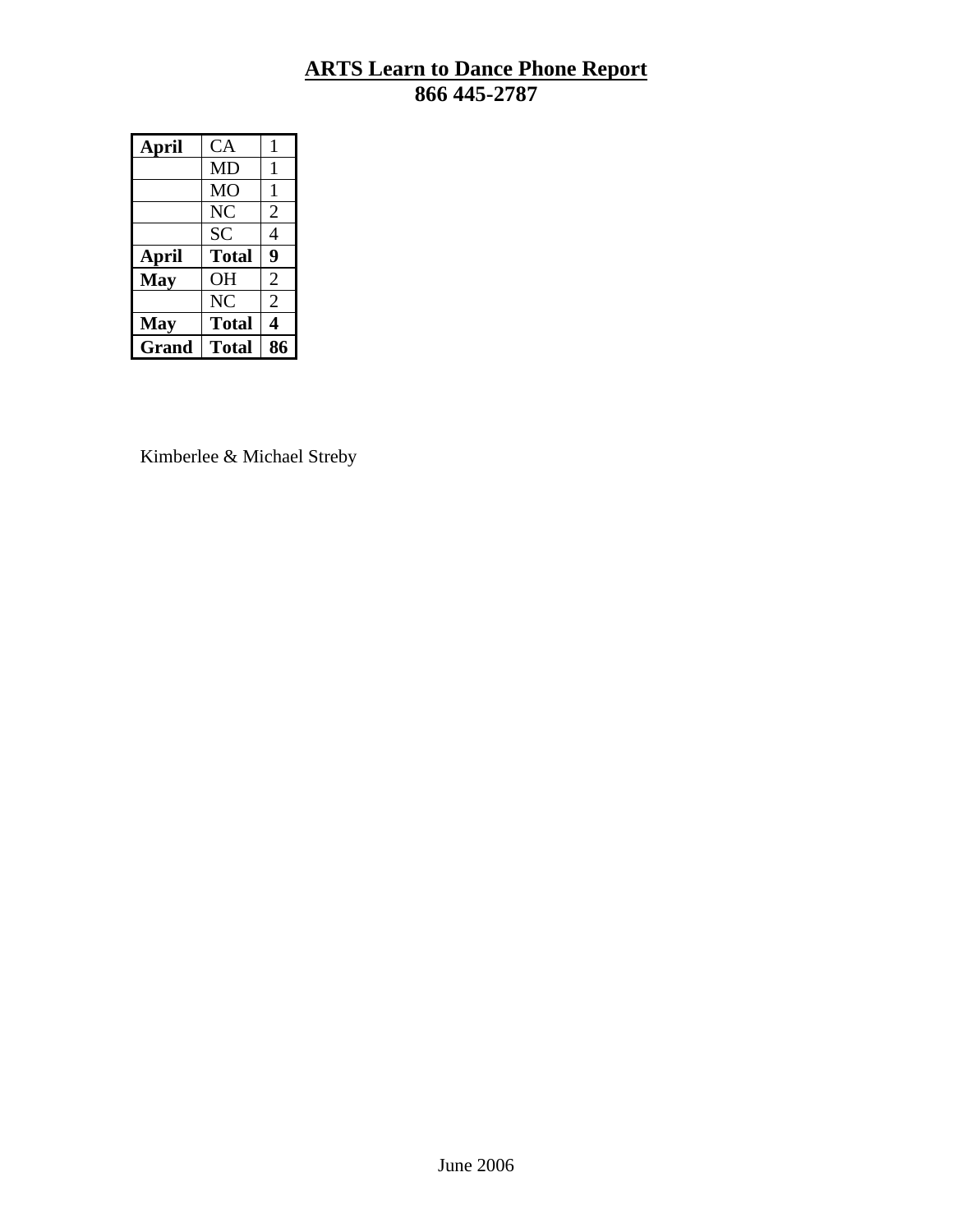# ARTS Learn to Dance Phone Report

## 866 445-2787

| | | |
|---|---|---|
| **April** | CA | 1 |
| | MD | 1 |
| | MO | 1 |
| | NC | 2 |
| | SC | 4 |
| **April** | **Total** | **9** |
| **May** | OH | 2 |
| | NC | 2 |
| **May** | **Total** | **4** |
| **Grand** | **Total** | **86** |

Kimberlee & Michael Streby

June 2006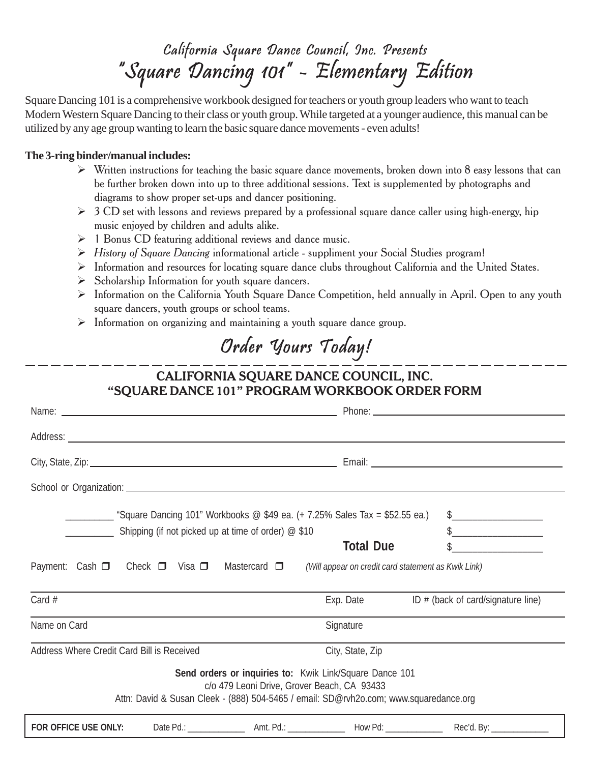## California Square Dance Council, Inc. Presents

# "Square Dancing 101" - Elementary Edition

Square Dancing 101 is a comprehensive workbook designed for teachers or youth group leaders who want to teach Modern Western Square Dancing to their class or youth group. While targeted at a younger audience, this manual can be utilized by any age group wanting to learn the basic square dance movements - even adults!

**The 3-ring binder/manual includes:**

- Written instructions for teaching the basic square dance movements, broken down into 8 easy lessons that can be further broken down into up to three additional sessions. Text is supplemented by photographs and diagrams to show proper set-ups and dancer positioning.
- 3 CD set with lessons and reviews prepared by a professional square dance caller using high-energy, hip music enjoyed by children and adults alike.
- 1 Bonus CD featuring additional reviews and dance music.
- *History of Square Dancing* informational article - suppliment your Social Studies program!
- Information and resources for locating square dance clubs throughout California and the United States.
- Scholarship Information for youth square dancers.
- Information on the California Youth Square Dance Competition, held annually in April. Open to any youth square dancers, youth groups or school teams.
- Information on organizing and maintaining a youth square dance group.

## Order Yours Today!

---

### CALIFORNIA SQUARE DANCE COUNCIL, INC.
### "SQUARE DANCE 101" PROGRAM WORKBOOK ORDER FORM

Name: ______________________________ Phone: ______________________________

Address: ____________________________________________________________

City, State, Zip: ______________________________ Email: ______________________________

School or Organization: ______________________________________________________

_________ "Square Dancing 101" Workbooks @ $49 ea. (+ 7.25% Sales Tax = $52.55 ea.) $__________________

_________ Shipping (if not picked up at time of order) @ $10 $__________________

**Total Due** $__________________

Payment: Cash ❒ Check ❒ Visa ❒ Mastercard ❒ *(Will appear on credit card statement as Kwik Link)*

Card # ______________________ Exp. Date ______________ ID # (back of card/signature line) ______________

Name on Card ______________________ Signature ______________________

Address Where Credit Card Bill is Received ______________________ City, State, Zip ______________________

**Send orders or inquiries to:** Kwik Link/Square Dance 101
c/o 479 Leoni Drive, Grover Beach, CA 93433
Attn: David & Susan Cleek - (888) 504-5465 / email: SD@rvh2o.com; www.squaredance.org

**FOR OFFICE USE ONLY:** Date Pd.: _____________ Amt. Pd.: _____________ How Pd: _____________ Rec'd. By: _____________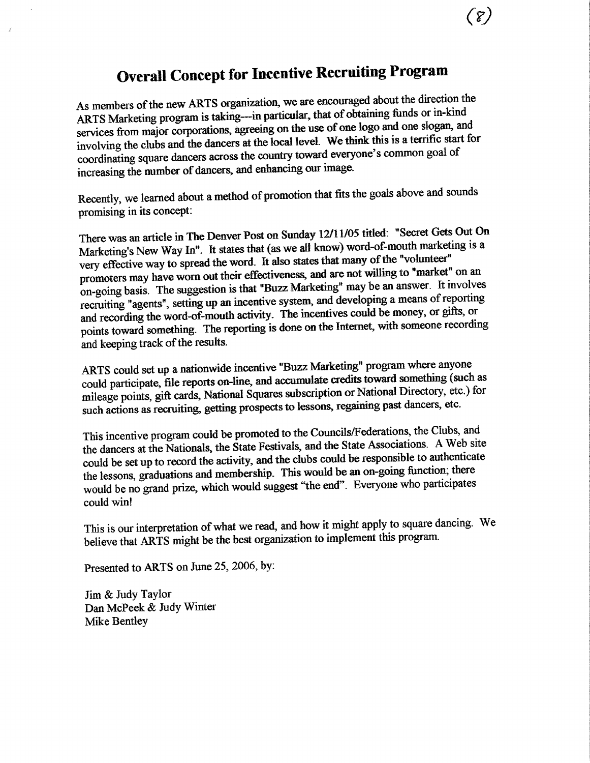# Overall Concept for Incentive Recruiting Program

As members of the new ARTS organization, we are encouraged about the direction the ARTS Marketing program is taking---in particular, that of obtaining funds or in-kind services from major corporations, agreeing on the use of one logo and one slogan, and involving the clubs and the dancers at the local level. We think this is a terrific start for coordinating square dancers across the country toward everyone's common goal of increasing the number of dancers, and enhancing our image.

Recently, we learned about a method of promotion that fits the goals above and sounds promising in its concept:

There was an article in The Denver Post on Sunday 12/11/05 titled: "Secret Gets Out On Marketing's New Way In". It states that (as we all know) word-of-mouth marketing is a very effective way to spread the word. It also states that many of the "volunteer" promoters may have worn out their effectiveness, and are not willing to "market" on an on-going basis. The suggestion is that "Buzz Marketing" may be an answer. It involves recruiting "agents", setting up an incentive system, and developing a means of reporting and recording the word-of-mouth activity. The incentives could be money, or gifts, or points toward something. The reporting is done on the Internet, with someone recording and keeping track of the results.

ARTS could set up a nationwide incentive "Buzz Marketing" program where anyone could participate, file reports on-line, and accumulate credits toward something (such as mileage points, gift cards, National Squares subscription or National Directory, etc.) for such actions as recruiting, getting prospects to lessons, regaining past dancers, etc.

This incentive program could be promoted to the Councils/Federations, the Clubs, and the dancers at the Nationals, the State Festivals, and the State Associations. A Web site could be set up to record the activity, and the clubs could be responsible to authenticate the lessons, graduations and membership. This would be an on-going function; there would be no grand prize, which would suggest "the end". Everyone who participates could win!

This is our interpretation of what we read, and how it might apply to square dancing. We believe that ARTS might be the best organization to implement this program.

Presented to ARTS on June 25, 2006, by:

Jim & Judy Taylor
Dan McPeek & Judy Winter
Mike Bentley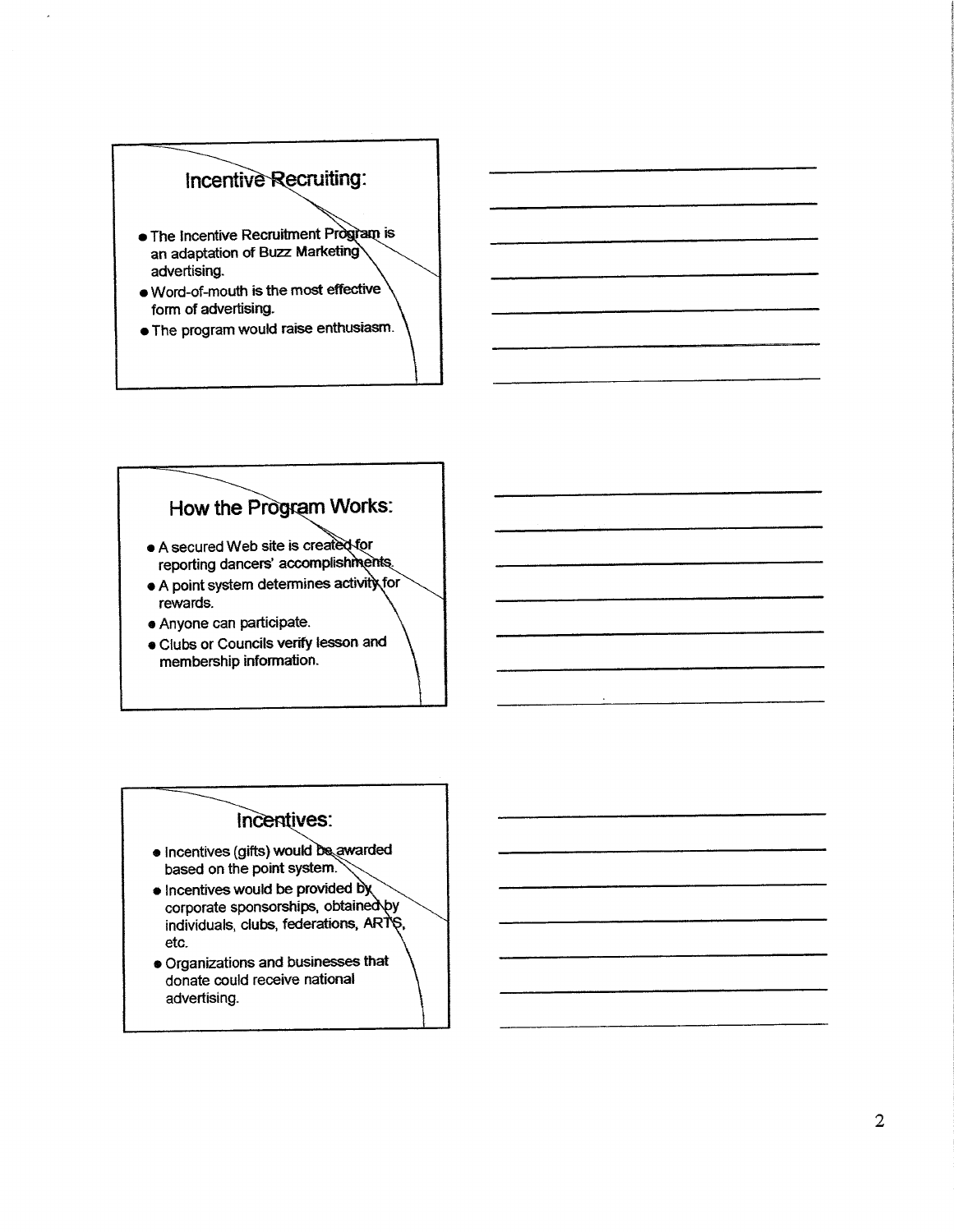## Incentive Recruiting:

- The Incentive Recruitment Program is an adaptation of Buzz Marketing advertising.
- Word-of-mouth is the most effective form of advertising.
- The program would raise enthusiasm.

## How the Program Works:

- A secured Web site is created for reporting dancers' accomplishments.
- A point system determines activity for rewards.
- Anyone can participate.
- Clubs or Councils verify lesson and membership information.

## Incentives:

- Incentives (gifts) would be awarded based on the point system.
- Incentives would be provided by corporate sponsorships, obtained by individuals, clubs, federations, ARTS, etc.
- Organizations and businesses that donate could receive national advertising.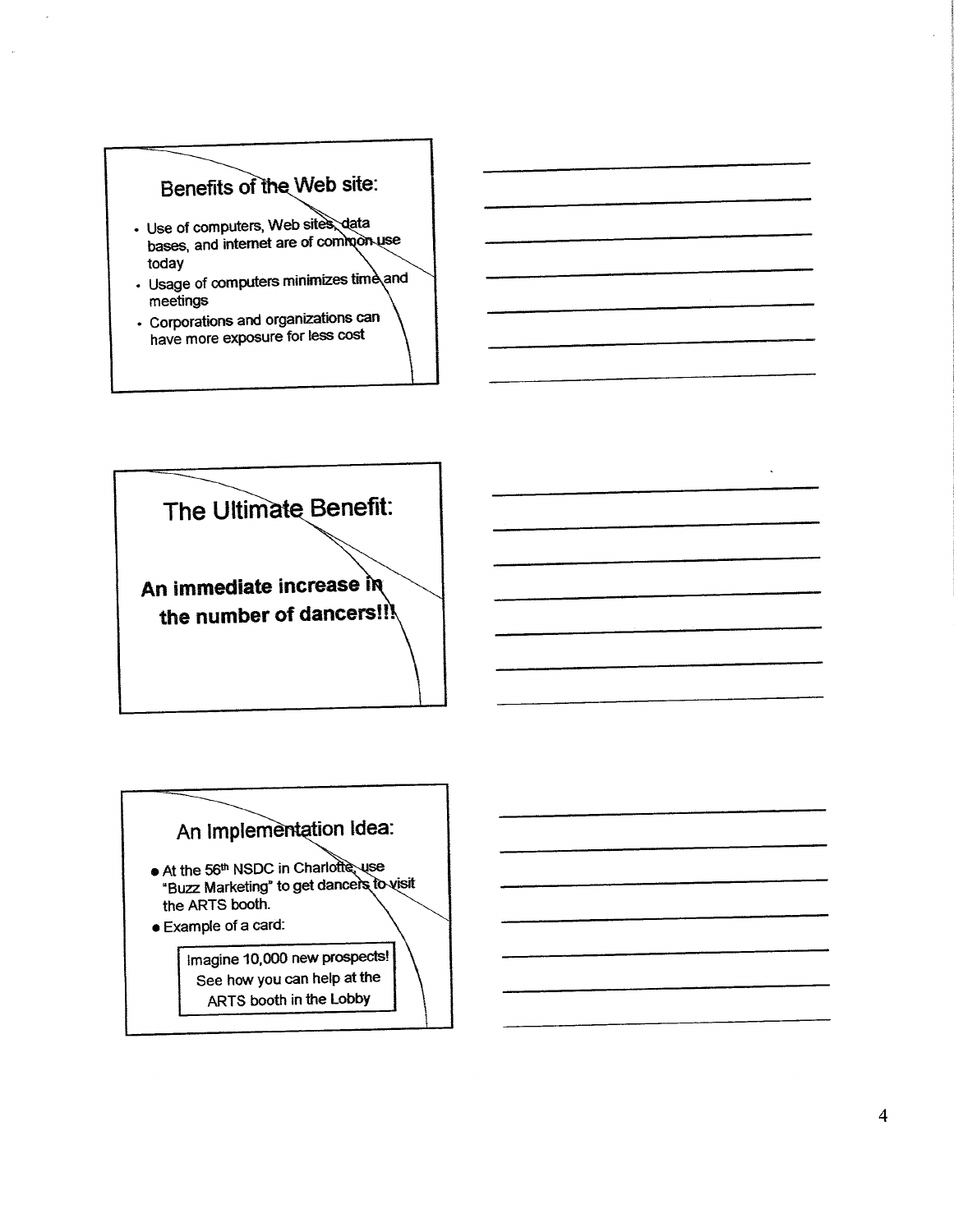## Benefits of the Web site:

- Use of computers, Web sites, data bases, and internet are of common use today
- Usage of computers minimizes time and meetings
- Corporations and organizations can have more exposure for less cost

## The Ultimate Benefit:

**An immediate increase in the number of dancers!!!**

## An Implementation Idea:

- At the 56th NSDC in Charlotte, use "Buzz Marketing" to get dancers to visit the ARTS booth.
- Example of a card:

> Imagine 10,000 new prospects!
> See how you can help at the ARTS booth in the Lobby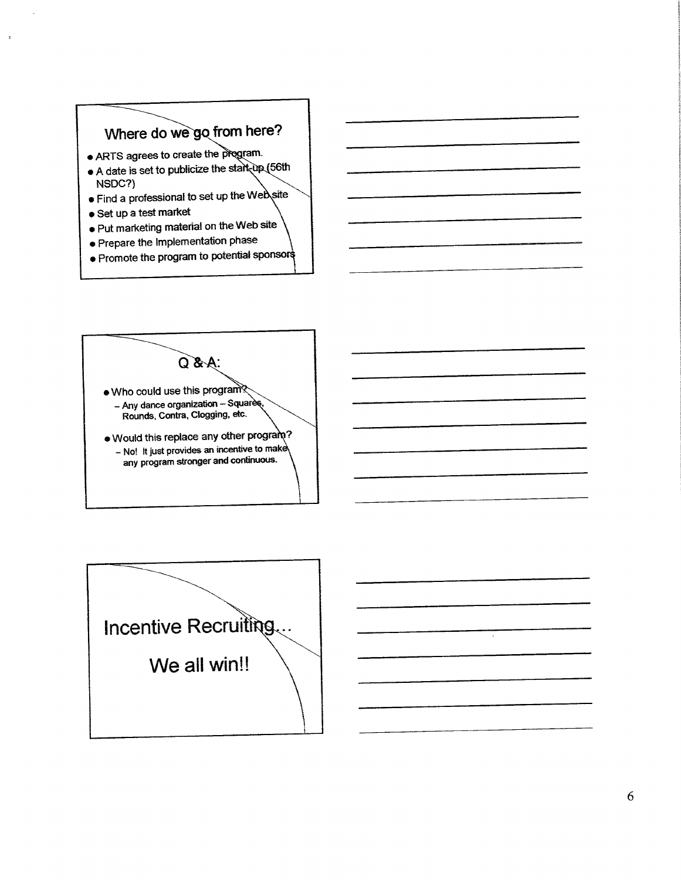## Where do we go from here?

- ARTS agrees to create the program.
- A date is set to publicize the start-up (56th NSDC?)
- Find a professional to set up the Web site
- Set up a test market
- Put marketing material on the Web site
- Prepare the Implementation phase
- Promote the program to potential sponsors

## Q & A:

- Who could use this program?
  - Any dance organization – Squares, Rounds, Contra, Clogging, etc.
- Would this replace any other program?
  - No! It just provides an incentive to make any program stronger and continuous.

## Incentive Recruiting...

## We all win!!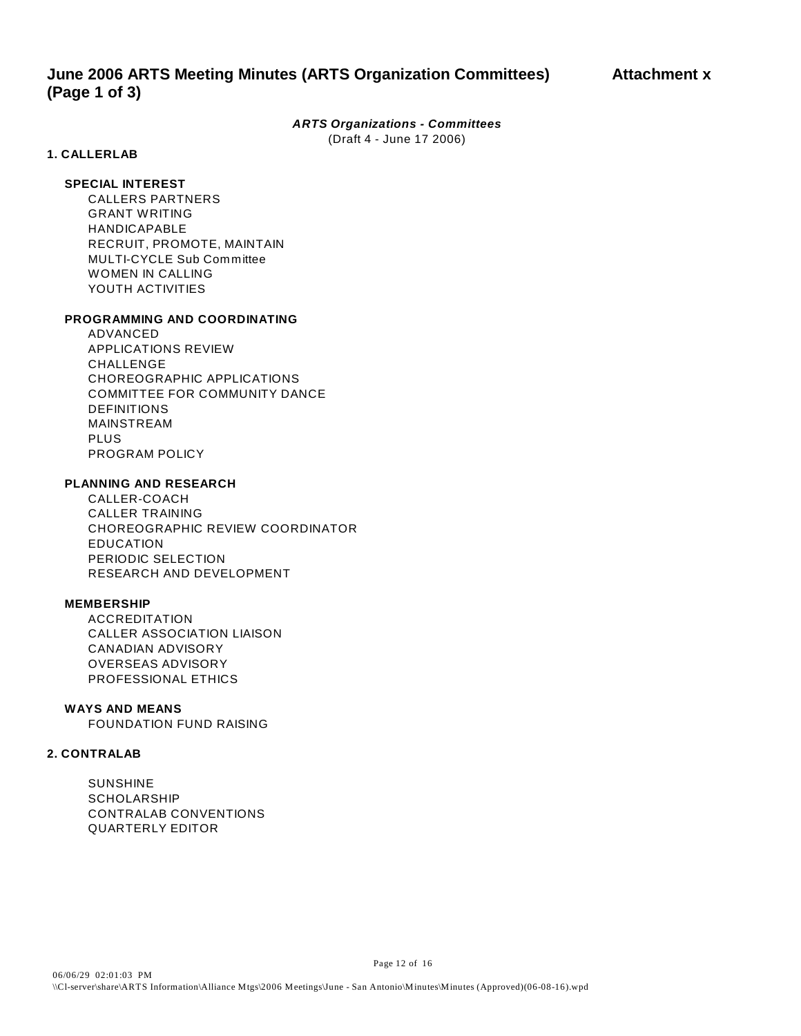# June 2006 ARTS Meeting Minutes (ARTS Organization Committees) (Page 1 of 3)

**Attachment x**

***ARTS Organizations - Committees***

(Draft 4 - June 17 2006)

## 1. CALLERLAB

### SPECIAL INTEREST

- CALLERS PARTNERS
- GRANT WRITING
- HANDICAPABLE
- RECRUIT, PROMOTE, MAINTAIN
- MULTI-CYCLE Sub Committee
- WOMEN IN CALLING
- YOUTH ACTIVITIES

### PROGRAMMING AND COORDINATING

- ADVANCED
- APPLICATIONS REVIEW
- CHALLENGE
- CHOREOGRAPHIC APPLICATIONS
- COMMITTEE FOR COMMUNITY DANCE
- DEFINITIONS
- MAINSTREAM
- PLUS
- PROGRAM POLICY

### PLANNING AND RESEARCH

- CALLER-COACH
- CALLER TRAINING
- CHOREOGRAPHIC REVIEW COORDINATOR
- EDUCATION
- PERIODIC SELECTION
- RESEARCH AND DEVELOPMENT

### MEMBERSHIP

- ACCREDITATION
- CALLER ASSOCIATION LIAISON
- CANADIAN ADVISORY
- OVERSEAS ADVISORY
- PROFESSIONAL ETHICS

### WAYS AND MEANS

- FOUNDATION FUND RAISING

## 2. CONTRALAB

- SUNSHINE
- SCHOLARSHIP
- CONTRALAB CONVENTIONS
- QUARTERLY EDITOR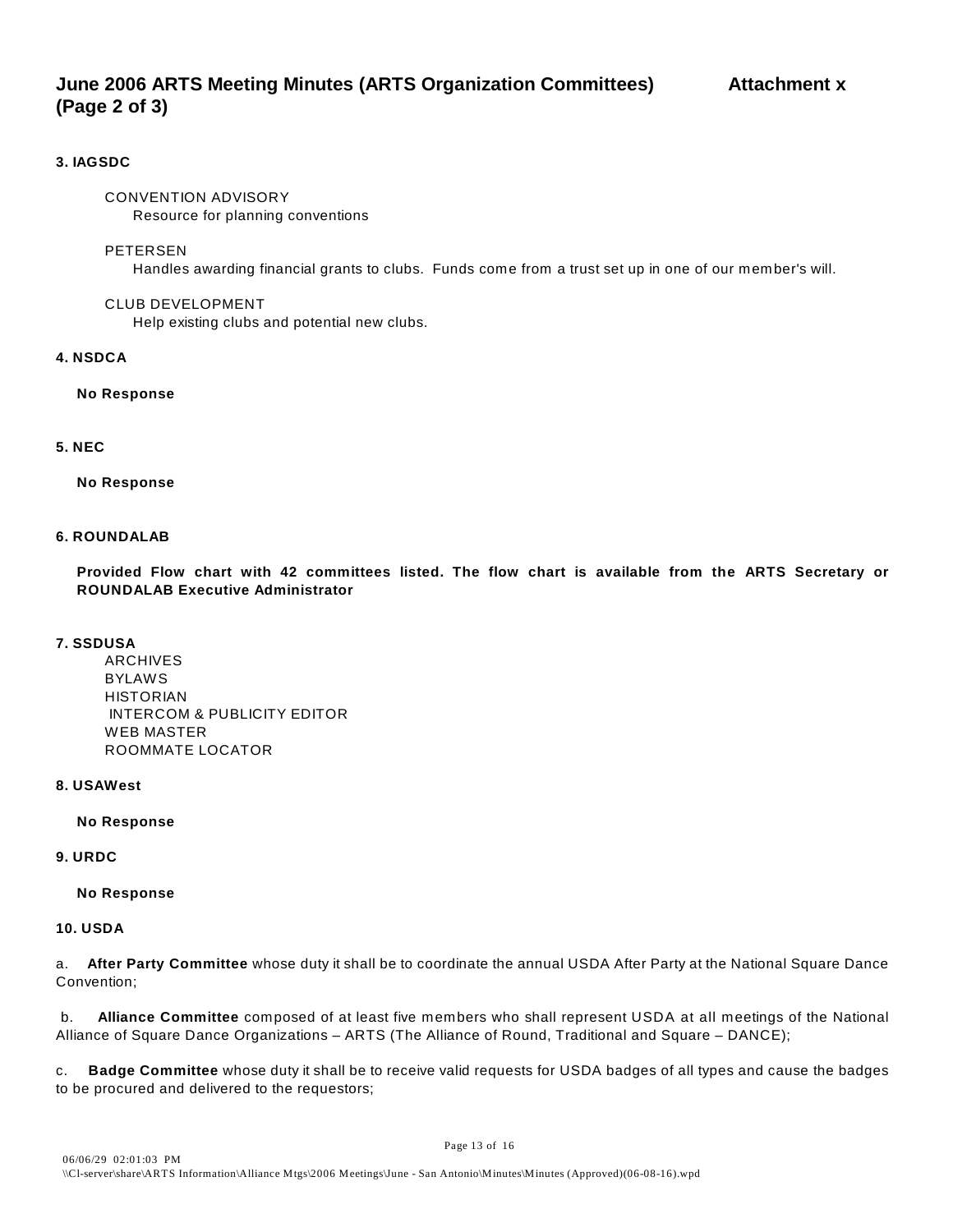## 3. IAGSDC

CONVENTION ADVISORY
Resource for planning conventions

PETERSEN
Handles awarding financial grants to clubs. Funds come from a trust set up in one of our member's will.

CLUB DEVELOPMENT
Help existing clubs and potential new clubs.

## 4. NSDCA

**No Response**

## 5. NEC

**No Response**

## 6. ROUNDALAB

**Provided Flow chart with 42 committees listed. The flow chart is available from the ARTS Secretary or ROUNDALAB Executive Administrator**

## 7. SSDUSA

ARCHIVES
BYLAWS
HISTORIAN
INTERCOM & PUBLICITY EDITOR
WEB MASTER
ROOMMATE LOCATOR

## 8. USAWest

**No Response**

## 9. URDC

**No Response**

## 10. USDA

a. **After Party Committee** whose duty it shall be to coordinate the annual USDA After Party at the National Square Dance Convention;

b. **Alliance Committee** composed of at least five members who shall represent USDA at all meetings of the National Alliance of Square Dance Organizations – ARTS (The Alliance of Round, Traditional and Square – DANCE);

c. **Badge Committee** whose duty it shall be to receive valid requests for USDA badges of all types and cause the badges to be procured and delivered to the requestors;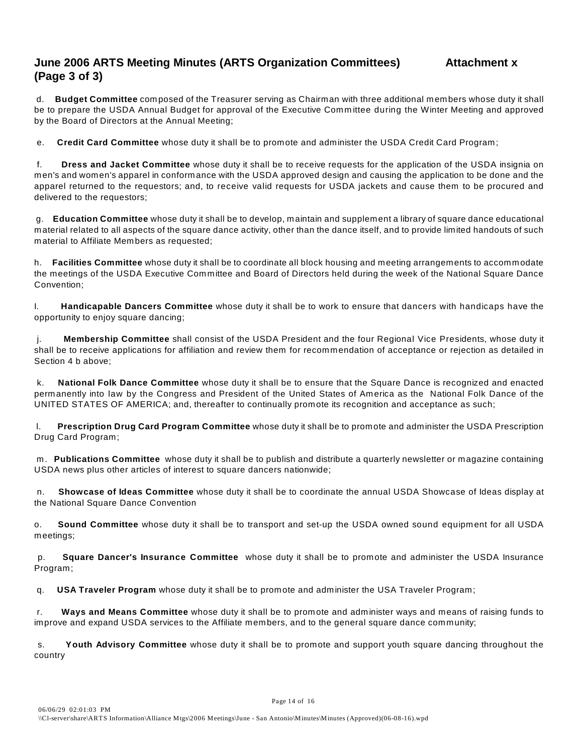## June 2006 ARTS Meeting Minutes (ARTS Organization Committees) Attachment x (Page 3 of 3)

d. **Budget Committee** composed of the Treasurer serving as Chairman with three additional members whose duty it shall be to prepare the USDA Annual Budget for approval of the Executive Committee during the Winter Meeting and approved by the Board of Directors at the Annual Meeting;

e. **Credit Card Committee** whose duty it shall be to promote and administer the USDA Credit Card Program;

f. **Dress and Jacket Committee** whose duty it shall be to receive requests for the application of the USDA insignia on men's and women's apparel in conformance with the USDA approved design and causing the application to be done and the apparel returned to the requestors; and, to receive valid requests for USDA jackets and cause them to be procured and delivered to the requestors;

g. **Education Committee** whose duty it shall be to develop, maintain and supplement a library of square dance educational material related to all aspects of the square dance activity, other than the dance itself, and to provide limited handouts of such material to Affiliate Members as requested;

h. **Facilities Committee** whose duty it shall be to coordinate all block housing and meeting arrangements to accommodate the meetings of the USDA Executive Committee and Board of Directors held during the week of the National Square Dance Convention;

I. **Handicapable Dancers Committee** whose duty it shall be to work to ensure that dancers with handicaps have the opportunity to enjoy square dancing;

j. **Membership Committee** shall consist of the USDA President and the four Regional Vice Presidents, whose duty it shall be to receive applications for affiliation and review them for recommendation of acceptance or rejection as detailed in Section 4 b above;

k. **National Folk Dance Committee** whose duty it shall be to ensure that the Square Dance is recognized and enacted permanently into law by the Congress and President of the United States of America as the National Folk Dance of the UNITED STATES OF AMERICA; and, thereafter to continually promote its recognition and acceptance as such;

l. **Prescription Drug Card Program Committee** whose duty it shall be to promote and administer the USDA Prescription Drug Card Program;

m. **Publications Committee** whose duty it shall be to publish and distribute a quarterly newsletter or magazine containing USDA news plus other articles of interest to square dancers nationwide;

n. **Showcase of Ideas Committee** whose duty it shall be to coordinate the annual USDA Showcase of Ideas display at the National Square Dance Convention

o. **Sound Committee** whose duty it shall be to transport and set-up the USDA owned sound equipment for all USDA meetings;

p. **Square Dancer's Insurance Committee** whose duty it shall be to promote and administer the USDA Insurance Program;

q. **USA Traveler Program** whose duty it shall be to promote and administer the USA Traveler Program;

r. **Ways and Means Committee** whose duty it shall be to promote and administer ways and means of raising funds to improve and expand USDA services to the Affiliate members, and to the general square dance community;

s. **Youth Advisory Committee** whose duty it shall be to promote and support youth square dancing throughout the country

06/06/29 02:01:03 PM
\\Cl-server\share\ARTS Information\Alliance Mtgs\2006 Meetings\June - San Antonio\Minutes\Minutes (Approved)(06-08-16).wpd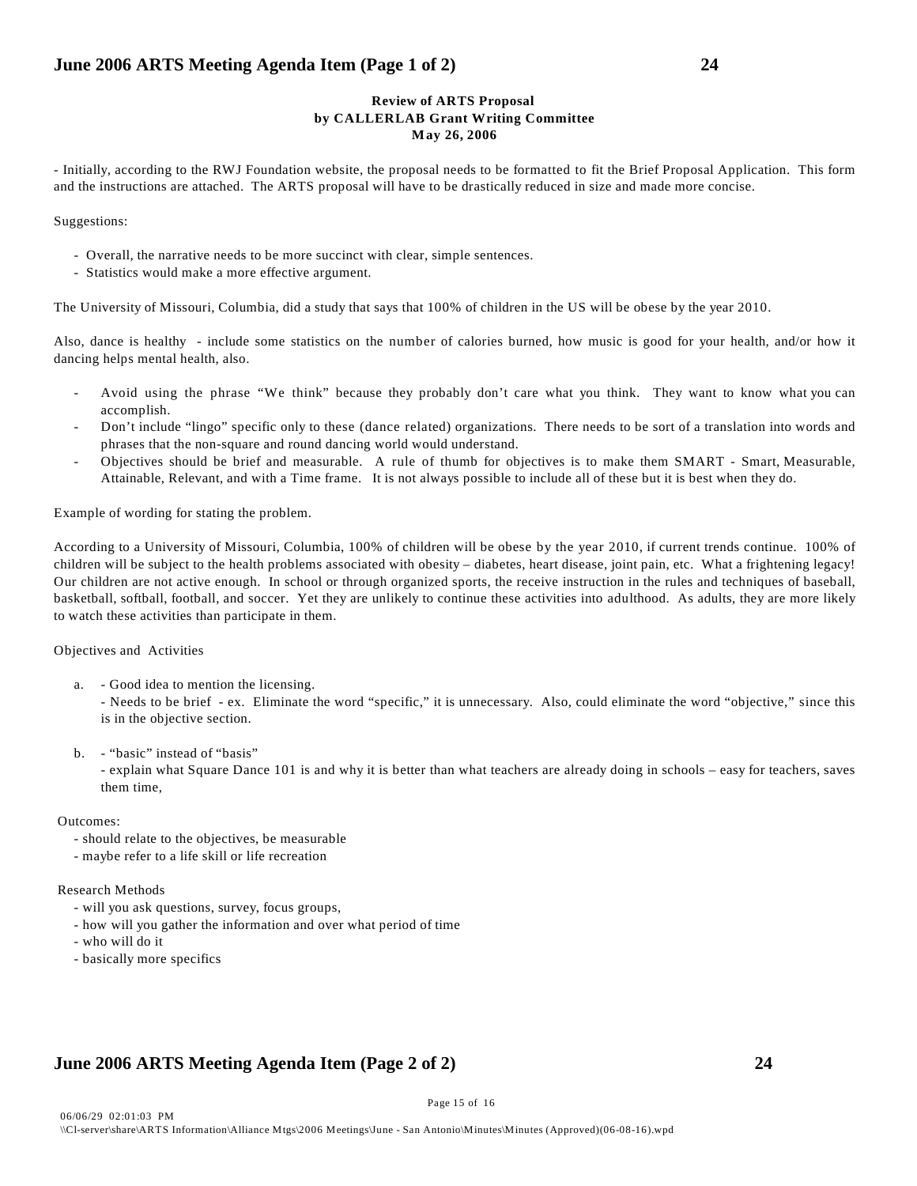## June 2006 ARTS Meeting Agenda Item (Page 1 of 2) 24

**Review of ARTS Proposal**
**by CALLERLAB Grant Writing Committee**
**May 26, 2006**

- Initially, according to the RWJ Foundation website, the proposal needs to be formatted to fit the Brief Proposal Application. This form and the instructions are attached. The ARTS proposal will have to be drastically reduced in size and made more concise.

Suggestions:

- Overall, the narrative needs to be more succinct with clear, simple sentences.
- Statistics would make a more effective argument.

The University of Missouri, Columbia, did a study that says that 100% of children in the US will be obese by the year 2010.

Also, dance is healthy - include some statistics on the number of calories burned, how music is good for your health, and/or how it dancing helps mental health, also.

- Avoid using the phrase "We think" because they probably don't care what you think. They want to know what you can accomplish.
- Don't include "lingo" specific only to these (dance related) organizations. There needs to be sort of a translation into words and phrases that the non-square and round dancing world would understand.
- Objectives should be brief and measurable. A rule of thumb for objectives is to make them SMART - Smart, Measurable, Attainable, Relevant, and with a Time frame. It is not always possible to include all of these but it is best when they do.

Example of wording for stating the problem.

According to a University of Missouri, Columbia, 100% of children will be obese by the year 2010, if current trends continue. 100% of children will be subject to the health problems associated with obesity – diabetes, heart disease, joint pain, etc. What a frightening legacy! Our children are not active enough. In school or through organized sports, the receive instruction in the rules and techniques of baseball, basketball, softball, football, and soccer. Yet they are unlikely to continue these activities into adulthood. As adults, they are more likely to watch these activities than participate in them.

Objectives and Activities

a. - Good idea to mention the licensing.
   - Needs to be brief - ex. Eliminate the word "specific," it is unnecessary. Also, could eliminate the word "objective," since this is in the objective section.

b. - "basic" instead of "basis"
   - explain what Square Dance 101 is and why it is better than what teachers are already doing in schools – easy for teachers, saves them time,

Outcomes:
- should relate to the objectives, be measurable
- maybe refer to a life skill or life recreation

Research Methods
- will you ask questions, survey, focus groups,
- how will you gather the information and over what period of time
- who will do it
- basically more specifics

## June 2006 ARTS Meeting Agenda Item (Page 2 of 2) 24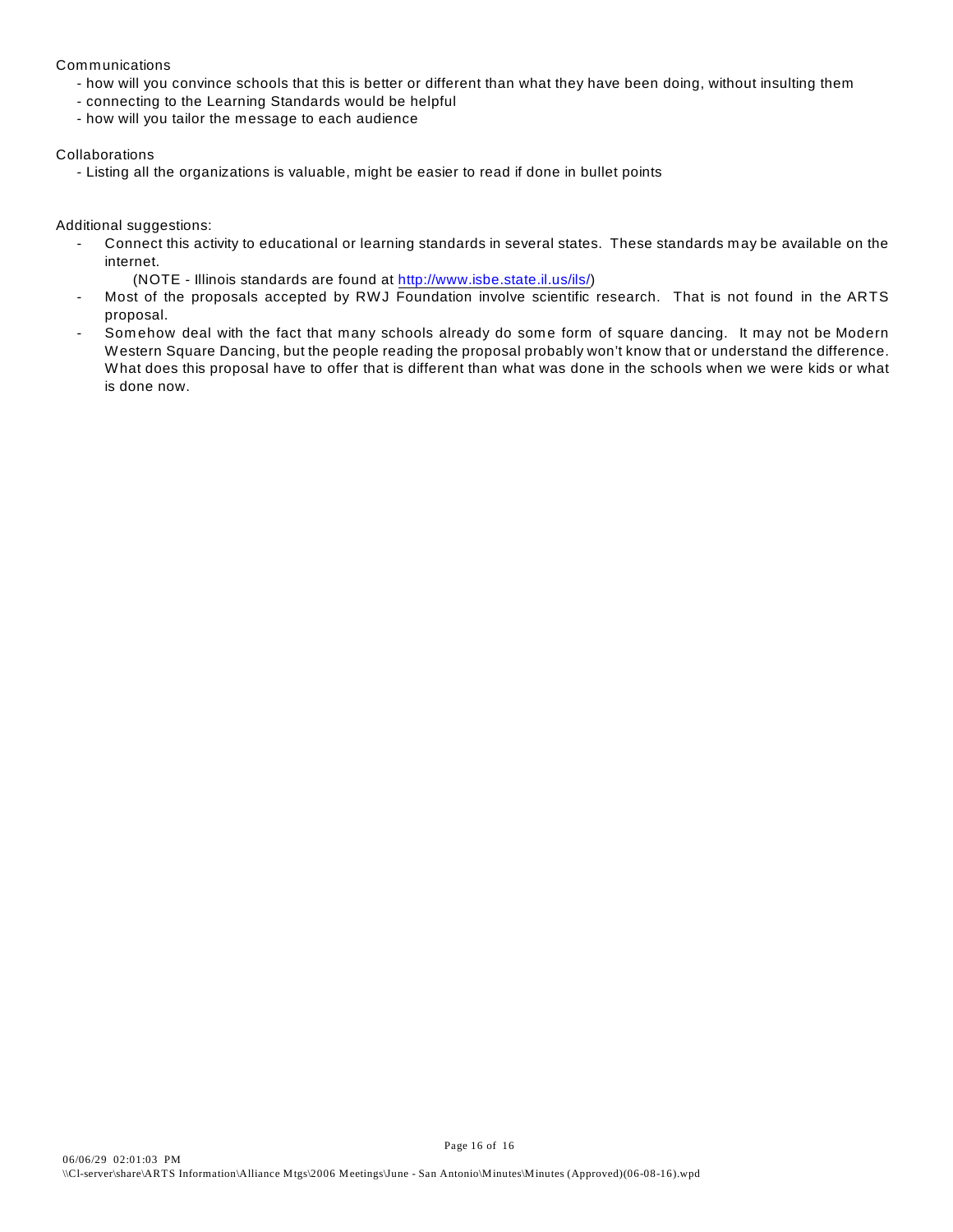Communications

- how will you convince schools that this is better or different than what they have been doing, without insulting them
- connecting to the Learning Standards would be helpful
- how will you tailor the message to each audience

Collaborations

- Listing all the organizations is valuable, might be easier to read if done in bullet points

Additional suggestions:

- Connect this activity to educational or learning standards in several states. These standards may be available on the internet.
  (NOTE - Illinois standards are found at http://www.isbe.state.il.us/ils/)
- Most of the proposals accepted by RWJ Foundation involve scientific research. That is not found in the ARTS proposal.
- Somehow deal with the fact that many schools already do some form of square dancing. It may not be Modern Western Square Dancing, but the people reading the proposal probably won't know that or understand the difference. What does this proposal have to offer that is different than what was done in the schools when we were kids or what is done now.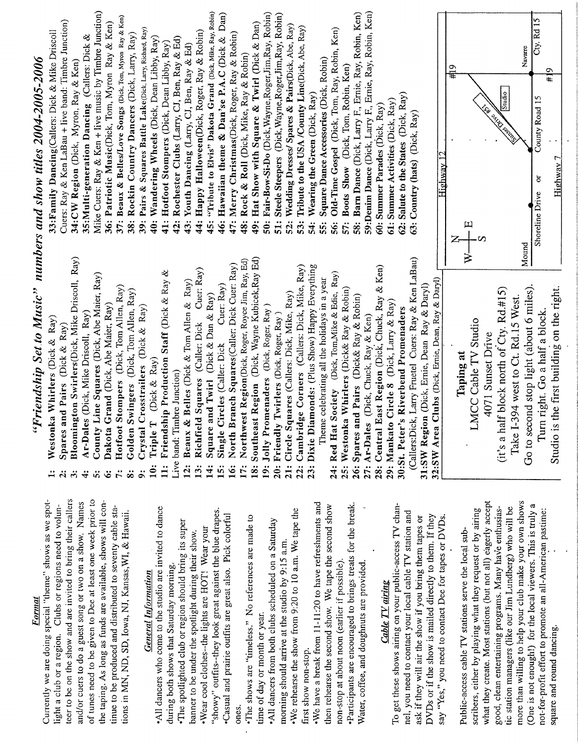# "Friendship Set to Music" numbers and show titles 2004-2005-2006

## Format

Currently we are doing special "theme" shows as we spotlight a club or a region. Clubs or regions need to volunteer to be on the show and are invited to bring their callers and/or cuers to do a guest song or two on a show. Names of tunes need to be given to Dee at least one week prior to the taping. As long as funds are available, shows will continue to be produced and distributed to seventy cable stations in MN, ND, SD, Iowa, NJ, Kansas, WI, & Hawaii.

## General Information

- All dancers who come to the studio are invited to dance during both shows that Saturday morning.
- The spotlighted club or region should bring its super banner to be under the spotlight during their show.
- Wear cool clothes--the lights are HOT! Wear your "showy" outfits--they look great against the blue drapes.
- Casual and prairie outfits are great also. Pick colorful ones.
- The shows are "timeless." No references are made to time of day or month or year.
- All dancers from both clubs scheduled on a Saturday morning should arrive at the studio by 9:15 a.m.
- We rehearse the show from 9:20 to 10 a.m. We tape the first show non-stop.
- We have a break from 11-11:20 to have refreshments and then rehearse the second show. We tape the second show non-stop at about noon (earlier if possible).
- Participants are encouraged to brings treats for the break. Water, coffee, and doughnuts are provided.

## Cable TV airing

To get these shows airing on your public-access TV channel, you need to contact your local cable TV station and ask if they will air the show if you bring them tapes or DVDs or if the show is mailed directly to them. If they say "Yes," you need to contact Dee for tapes or DVDs.

Public-access cable TV stations serve the local subscribers, either by playing what they request or by airing what they create. Most stations (but not all) eagerly accept good, clean entertaining programs. Many have enthusiastic station managers (like our Jim Lundberg) who will be more than willing to help your club make your own shows (One is not enough!) for the local viewers. This is truly a not-for-profit effort to promote an all-American pastime: square and round dancing.

1: **Westonka Whirlers** (Dick & Ray)
2: **Spares and Pairs** (Dick & Ray)
3: **Bloomington Swirlers**(Dick, Mike Driscoll, Ray)
4: **Ar-Dales** (Dick, Mike Driscoll, Ray)
5: **County Line Squares** (Dick, Abe Maier, Ray)
6: **Dakota Grand** (Dick, Abe Maier, Ray)
7: **Hotfoot Stompers** (Dick, Tom Allen, Ray)
8: **Golden Swingers** (Dick, Tom Allen, Ray)
9: **Crystal Crosstrailers** (Dick & Ray)
10: **Triple T** (Dick & Ray)
11: **Friendship Production Staff** (Dick & Ray & Live band: Timbre Junction)
12: **Beaux & Belles** (Dick & Tom Allen & Ray)
13: **Richfield Squares** (Caller: Dick Cuer: Ray)
14: **Square and Twirl** (Dick & Dan & Ray)
15: **Single Circles** (Caller: Dick Cuer: Ray)
16: **North Branch Squares**(Caller: Dick Cuer: Ray)
17: **Northwest Region**(Dick, Roger, Royce Jim, Ray, Ed)
18: **Southeast Region** (Dick, Wayne Kubicek,Ray Ed)
19: **Jolly Promenaders** (Dick, Roger, Ray)
20: **Friendly Twirlers** (Dick, Roger, Ray)
21: **Circle Squares** (Callers: Dick, Mike, Ray)
22: **Cambridge Corners** (Callers: Dick, Mike, Ray)
23: **Dixie Diamonds:** (Plus Show) Happy Everything Theme celebrating all the holidays in a year
24: **Red Hat Society** (Dick, Tom,Mike & Edie, Ray)
25: **Westonka Whirlers** (Dick& Ray & Robin)
26: **Spares and Pairs** (Dick& Ray & Robin)
27: **Ar-Dales** (Dick, Chuck, Ray & Ken)
28: **Central East Region** (Dick, Chuck, Ray & Ken)
29: **Mankato Circle 8** (Dick, Larry & Ray)
30: **St. Peter's Riverbend Promenaders** (Callers:Dick, Larry Fruetel Cuers: Ray & Ken LaBau)
31: **SW Region** (Dick, Ernie, Dean Ray & Daryl)
32: **SW Area Clubs** (Dick, Ernie, Dean, Ray & Daryl)
33: **Family Dancing**(Callers: Dick & Mike Driscoll Cuers: Ray & Ken LaBau + live band: Timbre Junction)
34: **CW Region** (Dick, Myron, Ray & Ken)
35: **Multi-generation Dancing** (Callers: Dick & Mike Cuers: Ray & Ken + live music by Timbre Junction)
36: **Patriotic Music**(Dick, Tom, Myron Ray & Ken)
37: **Beaux & Belles/Love Songs** (Dick, Tom, Myron Ray & Ken)
38: **Rockin Country Dancers** (Dick, Larry, Ray)
39: **Pairs & Squares Battle Lake**(Dick, Larry, Richard, Ray)
40: **Wandering Wheels** (Dick, Dean Libby, Ray)
41: **Hotfoot Stompers** (Dick, Dean Libby, Ray)
42: **Rochester Clubs** (Larry, CJ, Ben, Ray & Ed)
43: **Youth Dancing** (Larry, CJ, Ben, Ray & Ed)
44: **Happy Halloween**(Dick, Roger, Ray & Robin)
45: **"Tribute to Elvis" Dakota Grand** (Dick, Mike, Ray, Robin)
46: **Hawaiian theme & Dan'se P.A.C** (Dick & Dan)
47: **Merry Christmas**(Dick, Roger, Ray & Robin)
48: **Rock & Roll** (Dick, Mike, Ray & Robin)
49: **Hat Show with Square & Twirl** (Dick & Dan)
50: **Fair-Bow-Si-Do** (Dick,Wayne,Roger,Jim,Ray, Robin)
51: **Steele Steepers** (Dick,Wayne,Roger,Jim,Ray, Robin)
52: **Wedding Dresses/ Spares & Pairs**(Dick, Abe, Ray)
53: **Tribute to the USA /County Line**(Dick, Abe, Ray)
54: **Wearing the Green** (Dick, Ray)
55: **Square Dance Accessories** (Dick, Robin)
56: **Old-Time Gospel** (Dick, Tom, Ray, Robin, Ken)
57: **Boots Show** (Dick, Tom, Robin, Ken)
58: **Barn Dance** (Dick, Larry F., Ernie, Ray, Robin, Ken)
59: **Denim Dance** (Dick, Larry F., Ernie, Ray, Robin, Ken)
60: **Summer Parades** (Dick, Ray)
61: **Summer Activities** (Dick, Ray)
62: **Salute to the States** (Dick, Ray)
63: **Country (hats)** (Dick, Ray)

**Taping at**
LMCC Cable TV Studio
4071 Sunset Drive
(it's a half block north of Cty. Rd.#15)
Take I-394 west to Ct. Rd.15 West.
Go to second stop light (about 6 miles).
Turn right. Go a half a block.
Studio is the first building on the right.

Highway 12 · Sunset Drive #51 · Studio · #19 · Mound · Shoreline Drive or County Road 15 · Navarre · Cty. Rd 15 · #19 · Highway 7 · N E S W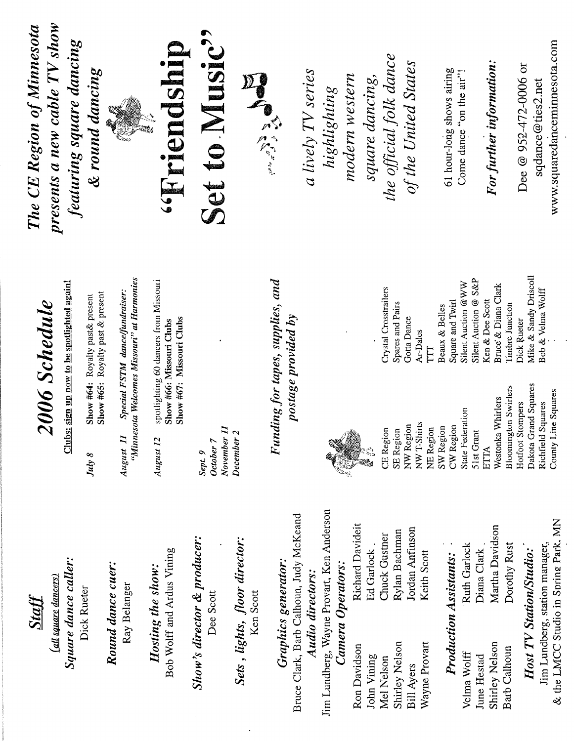## Staff

(all square dancers)

### Square dance caller:

Dick Rueter

### Round dance cuer:

Ray Belanger

### Hosting the show:

Bob Wolff and Ardus Vining

### Show's director & producer:

Dee Scott

### Sets, lights, floor director:

Ken Scott

### Graphics generator:

Bruce Clark, Barb Calhoun, Judy McKeand

### Audio directors:

Jim Lundberg, Wayne Provart, Ken Anderson

### Camera Operators:

| | |
|---|---|
| Ron Davidson | Richard Davideit |
| John Vining | Ed Garlock |
| Mel Nelson | Chuck Gustner |
| Shirley Nelson | Rylan Bachman |
| Bill Ayers | Jordan Anfinson |
| Wayne Provart | Keith Scott |

### Production Assistants:

| | |
|---|---|
| Velma Wolff | Ruth Garlock |
| June Hestad | Diana Clark |
| Shirley Nelson | Martha Davidson |
| Barb Calhoun | Dorothy Rust |

### Host TV Station/Studio:

Jim Lundberg, station manager, & the LMCC Studio in Spring Park, MN

## 2006 Schedule

Clubs: sign up now to be spotlighted again!

| | |
|---|---|
| *July 8* | Show #64: Royalty past& present<br>Show #65: Royalty past & present |
| *August 11* | *Special FSTM dance/fundraiser: "Minnesota Welcomes Missouri" at Harmonies* |
| *August 12* | spotlighting 60 dancers from Missouri<br>**Show #66: Missouri Clubs**<br>**Show #67: Missouri Clubs** |
| *Sept. 9* | |
| *October 7* | |
| *November 11* | |
| *December 2* | |

### *Funding for tapes, supplies, and postage provided by*

| | |
|---|---|
| CE Region | Crystal Crosstrailers |
| SE Region | Spares and Pairs |
| NW Region | Gotta Dance |
| NW T-Shirts | Ar-Dales |
| NE Region | TTT |
| SW Region | Beaux & Belles |
| CW Region | Square and Twirl |
| State Federation | Silent Auction @WW |
| 51st Grant | Silent Auction @ S&P |
| ETTA | Ken & Dee Scott |
| Westonka Whirlers | Bruce & Diana Clark |
| Bloomington Swirlers | Timbre Junction |
| Hotfoot Stompers | Dick Rueter |
| Dakota Grand Squares | Mike & Sandy Driscoll |
| Richfield Squares | Bob & Velma Wolff |
| County Line Squares | |

### *The CE Region of Minnesota presents a new cable TV show featuring square dancing & round dancing*

# "Friendship Set to Music"

*a lively TV series highlighting modern western square dancing, the official folk dance of the United States*

61 hour-long shows airing
Come dance "on the air"!

### *For further information:*

Dee @ 952-472-0006 or
sqdance@ties2.net
www.squaredanceminnesota.com